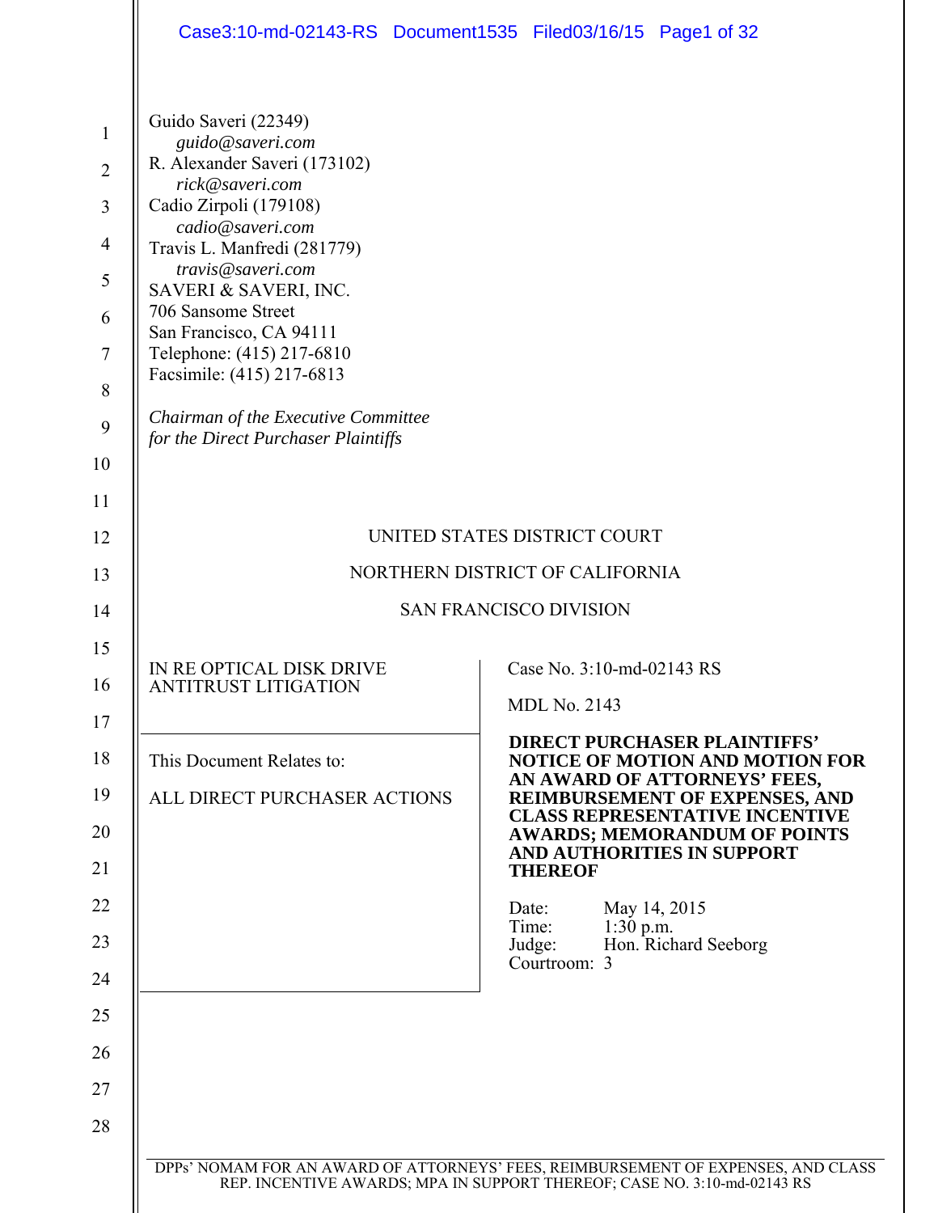Guido Saveri (22349)
*guido@saveri.com*
R. Alexander Saveri (173102)
*rick@saveri.com*
Cadio Zirpoli (179108)
*cadio@saveri.com*
Travis L. Manfredi (281779)
*travis@saveri.com*
SAVERI & SAVERI, INC.
706 Sansome Street
San Francisco, CA 94111
Telephone: (415) 217-6810
Facsimile: (415) 217-6813

*Chairman of the Executive Committee for the Direct Purchaser Plaintiffs*

UNITED STATES DISTRICT COURT

NORTHERN DISTRICT OF CALIFORNIA

SAN FRANCISCO DIVISION

IN RE OPTICAL DISK DRIVE ANTITRUST LITIGATION

This Document Relates to:

ALL DIRECT PURCHASER ACTIONS

Case No. 3:10-md-02143 RS

MDL No. 2143

**DIRECT PURCHASER PLAINTIFFS' NOTICE OF MOTION AND MOTION FOR AN AWARD OF ATTORNEYS' FEES, REIMBURSEMENT OF EXPENSES, AND CLASS REPRESENTATIVE INCENTIVE AWARDS; MEMORANDUM OF POINTS AND AUTHORITIES IN SUPPORT THEREOF**

Date: May 14, 2015
Time: 1:30 p.m.
Judge: Hon. Richard Seeborg
Courtroom: 3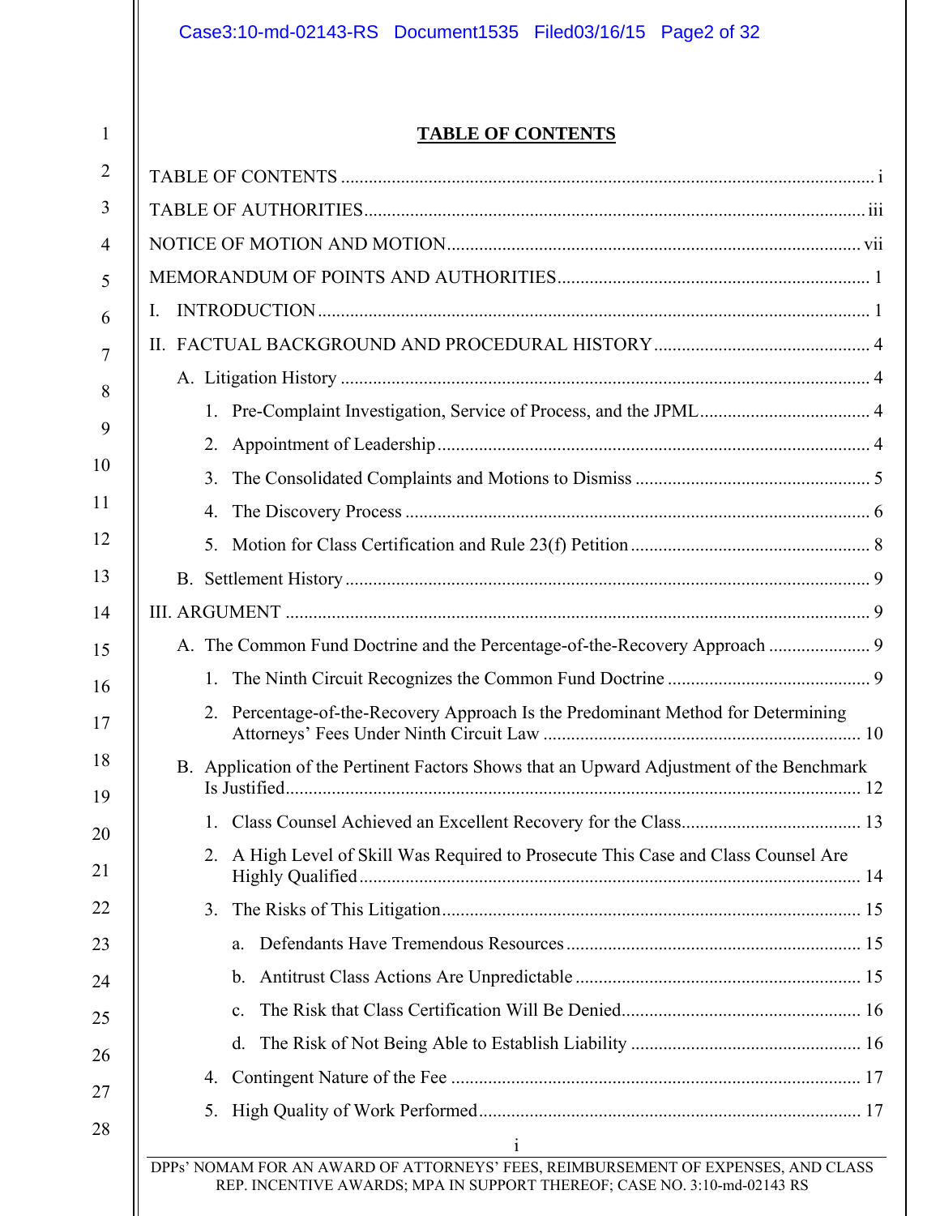# TABLE OF CONTENTS

TABLE OF CONTENTS ..... i

TABLE OF AUTHORITIES ..... iii

NOTICE OF MOTION AND MOTION ..... vii

MEMORANDUM OF POINTS AND AUTHORITIES ..... 1

I. INTRODUCTION ..... 1

II. FACTUAL BACKGROUND AND PROCEDURAL HISTORY ..... 4

- A. Litigation History ..... 4
  1. Pre-Complaint Investigation, Service of Process, and the JPML ..... 4
  2. Appointment of Leadership ..... 4
  3. The Consolidated Complaints and Motions to Dismiss ..... 5
  4. The Discovery Process ..... 6
  5. Motion for Class Certification and Rule 23(f) Petition ..... 8
- B. Settlement History ..... 9

III. ARGUMENT ..... 9

- A. The Common Fund Doctrine and the Percentage-of-the-Recovery Approach ..... 9
  1. The Ninth Circuit Recognizes the Common Fund Doctrine ..... 9
  2. Percentage-of-the-Recovery Approach Is the Predominant Method for Determining Attorneys' Fees Under Ninth Circuit Law ..... 10
- B. Application of the Pertinent Factors Shows that an Upward Adjustment of the Benchmark Is Justified ..... 12
  1. Class Counsel Achieved an Excellent Recovery for the Class ..... 13
  2. A High Level of Skill Was Required to Prosecute This Case and Class Counsel Are Highly Qualified ..... 14
  3. The Risks of This Litigation ..... 15
     - a. Defendants Have Tremendous Resources ..... 15
     - b. Antitrust Class Actions Are Unpredictable ..... 15
     - c. The Risk that Class Certification Will Be Denied ..... 16
     - d. The Risk of Not Being Able to Establish Liability ..... 16
  4. Contingent Nature of the Fee ..... 17
  5. High Quality of Work Performed ..... 17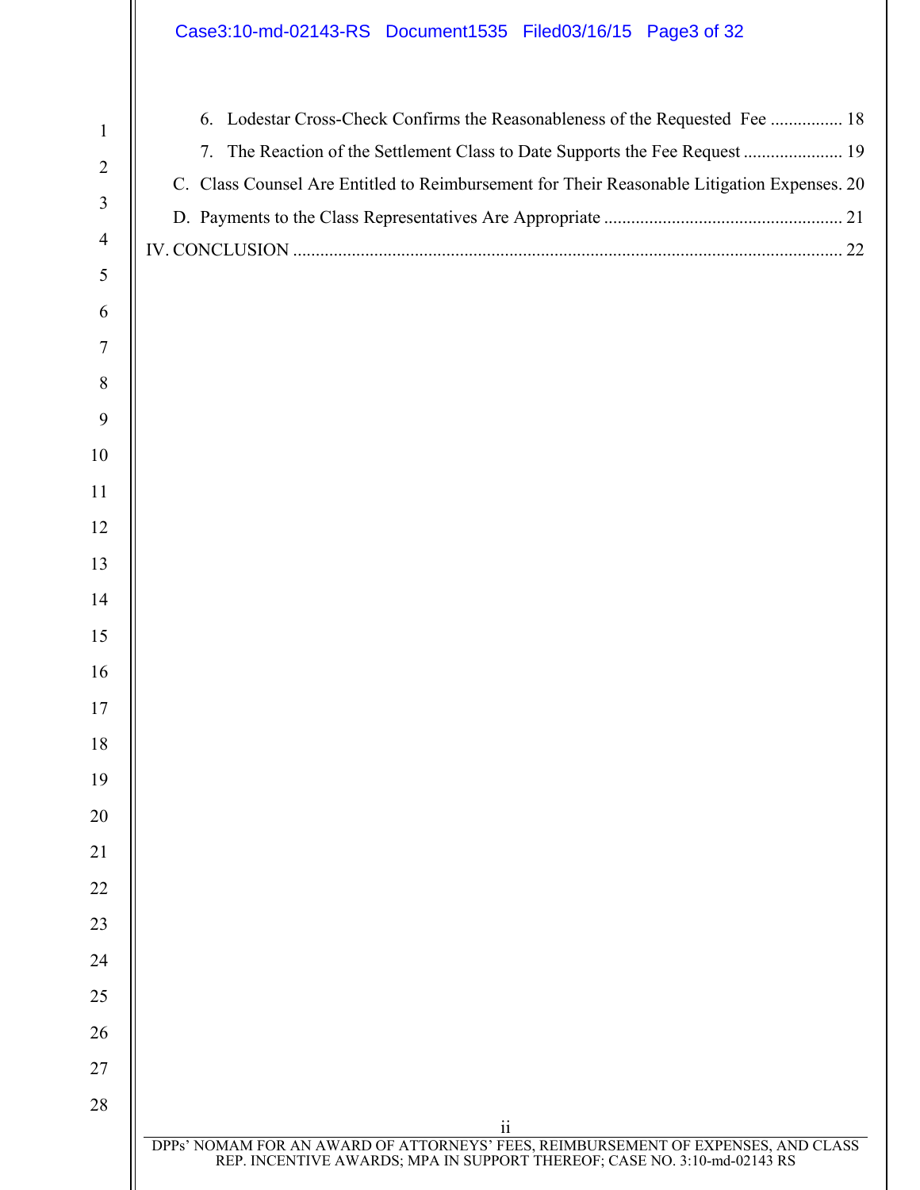6. Lodestar Cross-Check Confirms the Reasonableness of the Requested Fee ................ 18

7. The Reaction of the Settlement Class to Date Supports the Fee Request ...................... 19

C. Class Counsel Are Entitled to Reimbursement for Their Reasonable Litigation Expenses. 20

D. Payments to the Class Representatives Are Appropriate ..................................................... 21

IV. CONCLUSION ........................................................................................................................ 22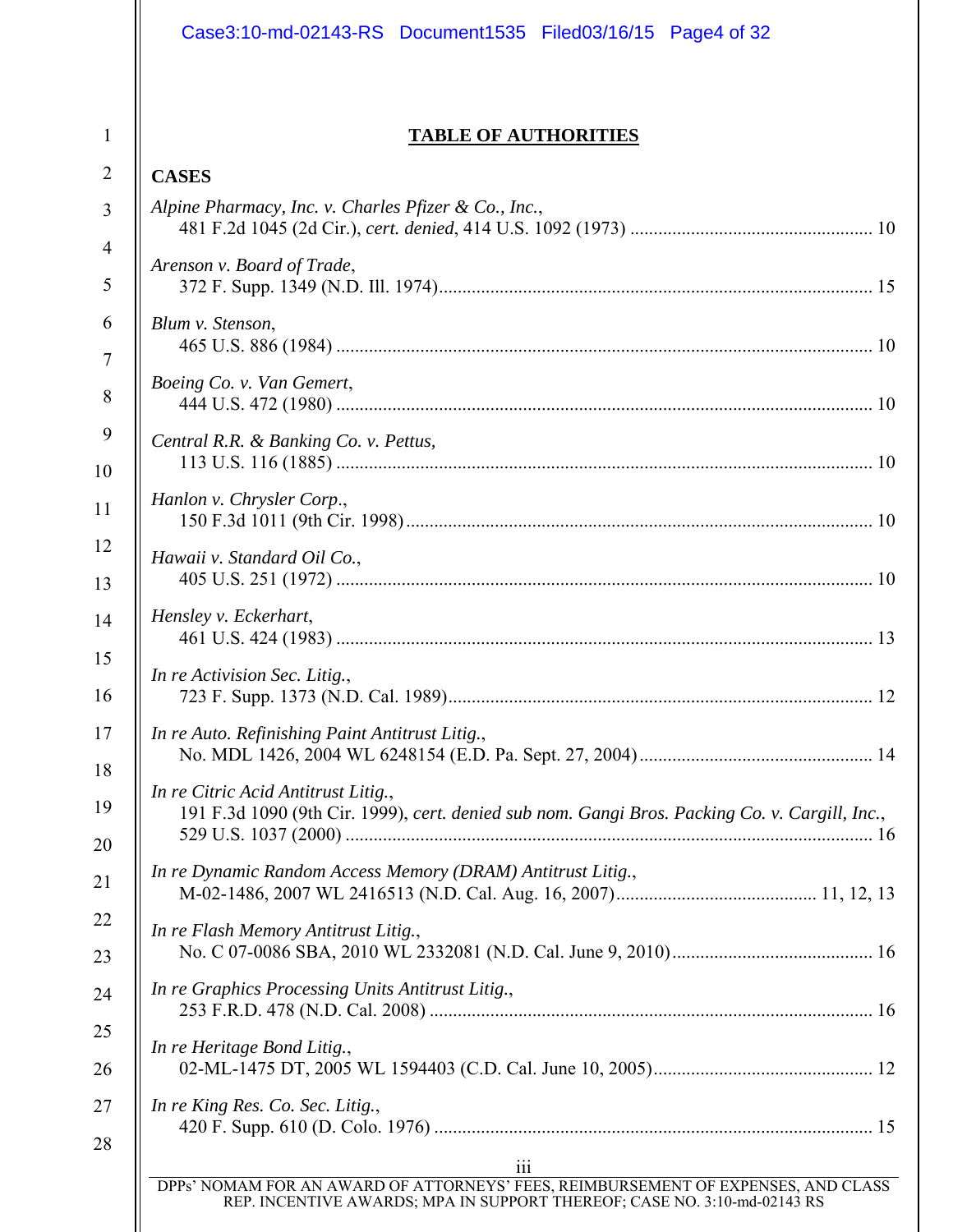## TABLE OF AUTHORITIES

**CASES**

*Alpine Pharmacy, Inc. v. Charles Pfizer & Co., Inc.*,
481 F.2d 1045 (2d Cir.), *cert. denied*, 414 U.S. 1092 (1973) .................................................... 10

*Arenson v. Board of Trade*,
372 F. Supp. 1349 (N.D. Ill. 1974)............................................................................................ 15

*Blum v. Stenson*,
465 U.S. 886 (1984) .................................................................................................................. 10

*Boeing Co. v. Van Gemert*,
444 U.S. 472 (1980) .................................................................................................................. 10

*Central R.R. & Banking Co. v. Pettus,*
113 U.S. 116 (1885) .................................................................................................................. 10

*Hanlon v. Chrysler Corp*.,
150 F.3d 1011 (9th Cir. 1998)................................................................................................... 10

*Hawaii v. Standard Oil Co.*,
405 U.S. 251 (1972) .................................................................................................................. 10

*Hensley v. Eckerhart*,
461 U.S. 424 (1983) .................................................................................................................. 13

*In re Activision Sec. Litig.*,
723 F. Supp. 1373 (N.D. Cal. 1989)........................................................................................... 12

*In re Auto. Refinishing Paint Antitrust Litig.*,
No. MDL 1426, 2004 WL 6248154 (E.D. Pa. Sept. 27, 2004) .................................................. 14

*In re Citric Acid Antitrust Litig.*,
191 F.3d 1090 (9th Cir. 1999), *cert. denied sub nom. Gangi Bros. Packing Co. v. Cargill, Inc.*,
529 U.S. 1037 (2000) ................................................................................................................. 16

*In re Dynamic Random Access Memory (DRAM) Antitrust Litig.*,
M-02-1486, 2007 WL 2416513 (N.D. Cal. Aug. 16, 2007)........................................... 11, 12, 13

*In re Flash Memory Antitrust Litig.*,
No. C 07-0086 SBA, 2010 WL 2332081 (N.D. Cal. June 9, 2010)........................................... 16

*In re Graphics Processing Units Antitrust Litig.*,
253 F.R.D. 478 (N.D. Cal. 2008) ............................................................................................... 16

*In re Heritage Bond Litig.*,
02-ML-1475 DT, 2005 WL 1594403 (C.D. Cal. June 10, 2005)............................................... 12

*In re King Res. Co. Sec. Litig.*,
420 F. Supp. 610 (D. Colo. 1976) .............................................................................................. 15

DPPs' NOMAM FOR AN AWARD OF ATTORNEYS' FEES, REIMBURSEMENT OF EXPENSES, AND CLASS REP. INCENTIVE AWARDS; MPA IN SUPPORT THEREOF; CASE NO. 3:10-md-02143 RS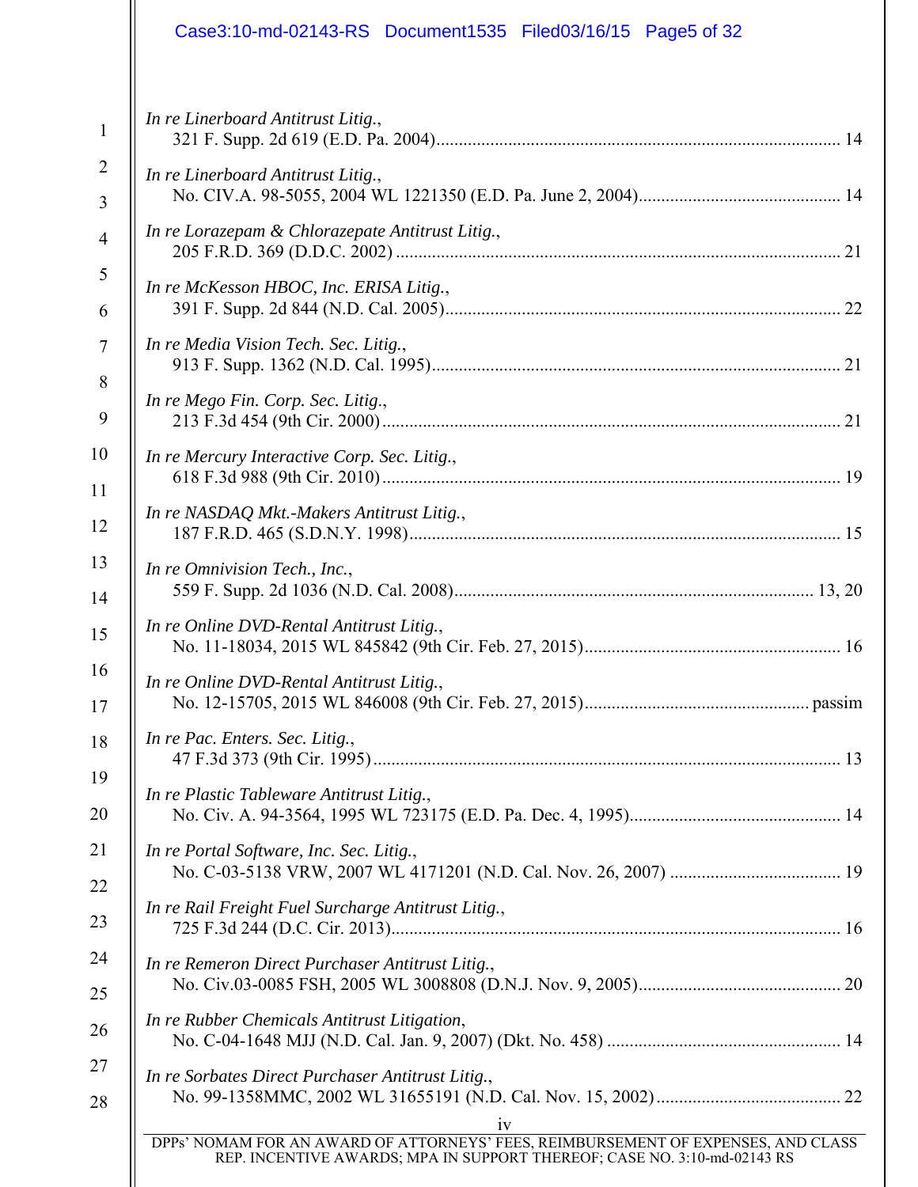*In re Linerboard Antitrust Litig.*,
321 F. Supp. 2d 619 (E.D. Pa. 2004)........................................................................................ 14

*In re Linerboard Antitrust Litig.*,
No. CIV.A. 98-5055, 2004 WL 1221350 (E.D. Pa. June 2, 2004)............................................ 14

*In re Lorazepam & Chlorazepate Antitrust Litig.*,
205 F.R.D. 369 (D.D.C. 2002) .................................................................................................. 21

*In re McKesson HBOC, Inc. ERISA Litig.*,
391 F. Supp. 2d 844 (N.D. Cal. 2005)........................................................................................ 22

*In re Media Vision Tech. Sec. Litig.*,
913 F. Supp. 1362 (N.D. Cal. 1995)........................................................................................... 21

*In re Mego Fin. Corp. Sec. Litig.*,
213 F.3d 454 (9th Cir. 2000)...................................................................................................... 21

*In re Mercury Interactive Corp. Sec. Litig.*,
618 F.3d 988 (9th Cir. 2010)...................................................................................................... 19

*In re NASDAQ Mkt.-Makers Antitrust Litig.*,
187 F.R.D. 465 (S.D.N.Y. 1998)................................................................................................ 15

*In re Omnivision Tech., Inc.*,
559 F. Supp. 2d 1036 (N.D. Cal. 2008)............................................................................... 13, 20

*In re Online DVD-Rental Antitrust Litig.*,
No. 11-18034, 2015 WL 845842 (9th Cir. Feb. 27, 2015)......................................................... 16

*In re Online DVD-Rental Antitrust Litig.*,
No. 12-15705, 2015 WL 846008 (9th Cir. Feb. 27, 2015).................................................. passim

*In re Pac. Enters. Sec. Litig.*,
47 F.3d 373 (9th Cir. 1995)........................................................................................................ 13

*In re Plastic Tableware Antitrust Litig.*,
No. Civ. A. 94-3564, 1995 WL 723175 (E.D. Pa. Dec. 4, 1995)............................................... 14

*In re Portal Software, Inc. Sec. Litig.*,
No. C-03-5138 VRW, 2007 WL 4171201 (N.D. Cal. Nov. 26, 2007) ...................................... 19

*In re Rail Freight Fuel Surcharge Antitrust Litig.*,
725 F.3d 244 (D.C. Cir. 2013).................................................................................................... 16

*In re Remeron Direct Purchaser Antitrust Litig.*,
No. Civ.03-0085 FSH, 2005 WL 3008808 (D.N.J. Nov. 9, 2005)............................................. 20

*In re Rubber Chemicals Antitrust Litigation*,
No. C-04-1648 MJJ (N.D. Cal. Jan. 9, 2007) (Dkt. No. 458) .................................................... 14

*In re Sorbates Direct Purchaser Antitrust Litig.*,
No. 99-1358MMC, 2002 WL 31655191 (N.D. Cal. Nov. 15, 2002).......................................... 22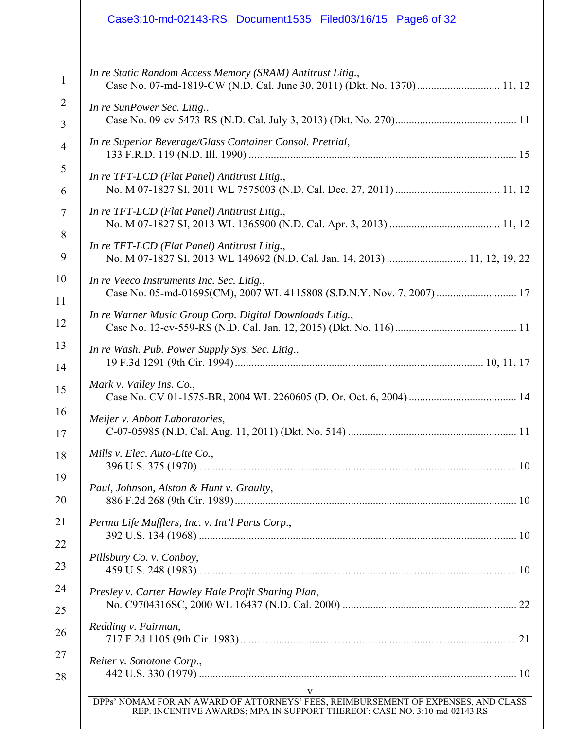*In re Static Random Access Memory (SRAM) Antitrust Litig.*,
Case No. 07-md-1819-CW (N.D. Cal. June 30, 2011) (Dkt. No. 1370) .............................. 11, 12

*In re SunPower Sec. Litig.*,
Case No. 09-cv-5473-RS (N.D. Cal. July 3, 2013) (Dkt. No. 270) ............................................ 11

*In re Superior Beverage/Glass Container Consol. Pretrial*,
133 F.R.D. 119 (N.D. Ill. 1990) ................................................................................................ 15

*In re TFT-LCD (Flat Panel) Antitrust Litig.*,
No. M 07-1827 SI, 2011 WL 7575003 (N.D. Cal. Dec. 27, 2011) ...................................... 11, 12

*In re TFT-LCD (Flat Panel) Antitrust Litig.*,
No. M 07-1827 SI, 2013 WL 1365900 (N.D. Cal. Apr. 3, 2013) ........................................ 11, 12

*In re TFT-LCD (Flat Panel) Antitrust Litig.*,
No. M 07-1827 SI, 2013 WL 149692 (N.D. Cal. Jan. 14, 2013) ............................. 11, 12, 19, 22

*In re Veeco Instruments Inc. Sec. Litig.*,
Case No. 05-md-01695(CM), 2007 WL 4115808 (S.D.N.Y. Nov. 7, 2007) ............................. 17

*In re Warner Music Group Corp. Digital Downloads Litig.*,
Case No. 12-cv-559-RS (N.D. Cal. Jan. 12, 2015) (Dkt. No. 116) ............................................ 11

*In re Wash. Pub. Power Supply Sys. Sec. Litig.*,
19 F.3d 1291 (9th Cir. 1994) ......................................................................................... 10, 11, 17

*Mark v. Valley Ins. Co.*,
Case No. CV 01-1575-BR, 2004 WL 2260605 (D. Or. Oct. 6, 2004) ....................................... 14

*Meijer v. Abbott Laboratories*,
C-07-05985 (N.D. Cal. Aug. 11, 2011) (Dkt. No. 514) ............................................................. 11

*Mills v. Elec. Auto-Lite Co.*,
396 U.S. 375 (1970) .................................................................................................................. 10

*Paul, Johnson, Alston & Hunt v. Graulty*,
886 F.2d 268 (9th Cir. 1989) ...................................................................................................... 10

*Perma Life Mufflers, Inc. v. Int'l Parts Corp.*,
392 U.S. 134 (1968) .................................................................................................................. 10

*Pillsbury Co. v. Conboy*,
459 U.S. 248 (1983) .................................................................................................................. 10

*Presley v. Carter Hawley Hale Profit Sharing Plan*,
No. C9704316SC, 2000 WL 16437 (N.D. Cal. 2000) ............................................................... 22

*Redding v. Fairman*,
717 F.2d 1105 (9th Cir. 1983) .................................................................................................... 21

*Reiter v. Sonotone Corp.*,
442 U.S. 330 (1979) .................................................................................................................. 10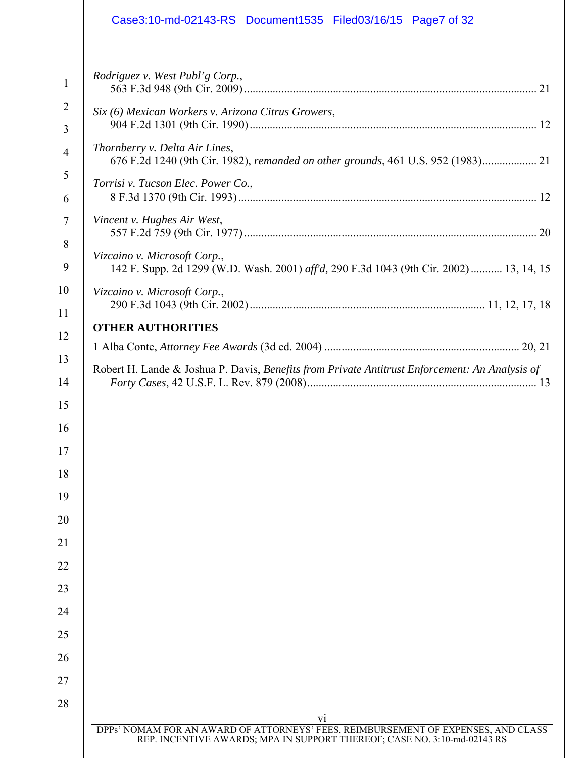*Rodriguez v. West Publ'g Corp.*,
563 F.3d 948 (9th Cir. 2009) ........................................................................................................ 21

*Six (6) Mexican Workers v. Arizona Citrus Growers*,
904 F.2d 1301 (9th Cir. 1990) ...................................................................................................... 12

*Thornberry v. Delta Air Lines*,
676 F.2d 1240 (9th Cir. 1982), *remanded on other grounds*, 461 U.S. 952 (1983)................... 21

*Torrisi v. Tucson Elec. Power Co.*,
8 F.3d 1370 (9th Cir. 1993) .......................................................................................................... 12

*Vincent v. Hughes Air West*,
557 F.2d 759 (9th Cir. 1977) ........................................................................................................ 20

*Vizcaino v. Microsoft Corp.*,
142 F. Supp. 2d 1299 (W.D. Wash. 2001) *aff'd,* 290 F.3d 1043 (9th Cir. 2002) ........... 13, 14, 15

*Vizcaino v. Microsoft Corp.*,
290 F.3d 1043 (9th Cir. 2002) ................................................................................. 11, 12, 17, 18

**OTHER AUTHORITIES**

1 Alba Conte, *Attorney Fee Awards* (3d ed. 2004) .................................................................... 20, 21

Robert H. Lande & Joshua P. Davis, *Benefits from Private Antitrust Enforcement: An Analysis of Forty Cases*, 42 U.S.F. L. Rev. 879 (2008)................................................................................ 13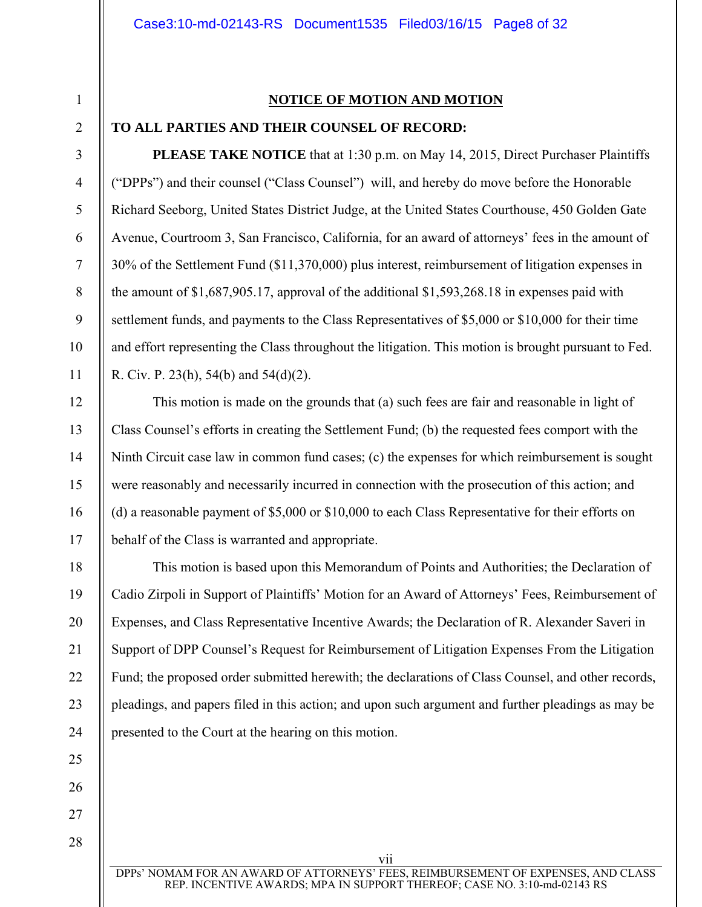## NOTICE OF MOTION AND MOTION

**TO ALL PARTIES AND THEIR COUNSEL OF RECORD:**

**PLEASE TAKE NOTICE** that at 1:30 p.m. on May 14, 2015, Direct Purchaser Plaintiffs ("DPPs") and their counsel ("Class Counsel") will, and hereby do move before the Honorable Richard Seeborg, United States District Judge, at the United States Courthouse, 450 Golden Gate Avenue, Courtroom 3, San Francisco, California, for an award of attorneys' fees in the amount of 30% of the Settlement Fund ($11,370,000) plus interest, reimbursement of litigation expenses in the amount of $1,687,905.17, approval of the additional $1,593,268.18 in expenses paid with settlement funds, and payments to the Class Representatives of $5,000 or $10,000 for their time and effort representing the Class throughout the litigation. This motion is brought pursuant to Fed. R. Civ. P. 23(h), 54(b) and 54(d)(2).

This motion is made on the grounds that (a) such fees are fair and reasonable in light of Class Counsel's efforts in creating the Settlement Fund; (b) the requested fees comport with the Ninth Circuit case law in common fund cases; (c) the expenses for which reimbursement is sought were reasonably and necessarily incurred in connection with the prosecution of this action; and (d) a reasonable payment of $5,000 or $10,000 to each Class Representative for their efforts on behalf of the Class is warranted and appropriate.

This motion is based upon this Memorandum of Points and Authorities; the Declaration of Cadio Zirpoli in Support of Plaintiffs' Motion for an Award of Attorneys' Fees, Reimbursement of Expenses, and Class Representative Incentive Awards; the Declaration of R. Alexander Saveri in Support of DPP Counsel's Request for Reimbursement of Litigation Expenses From the Litigation Fund; the proposed order submitted herewith; the declarations of Class Counsel, and other records, pleadings, and papers filed in this action; and upon such argument and further pleadings as may be presented to the Court at the hearing on this motion.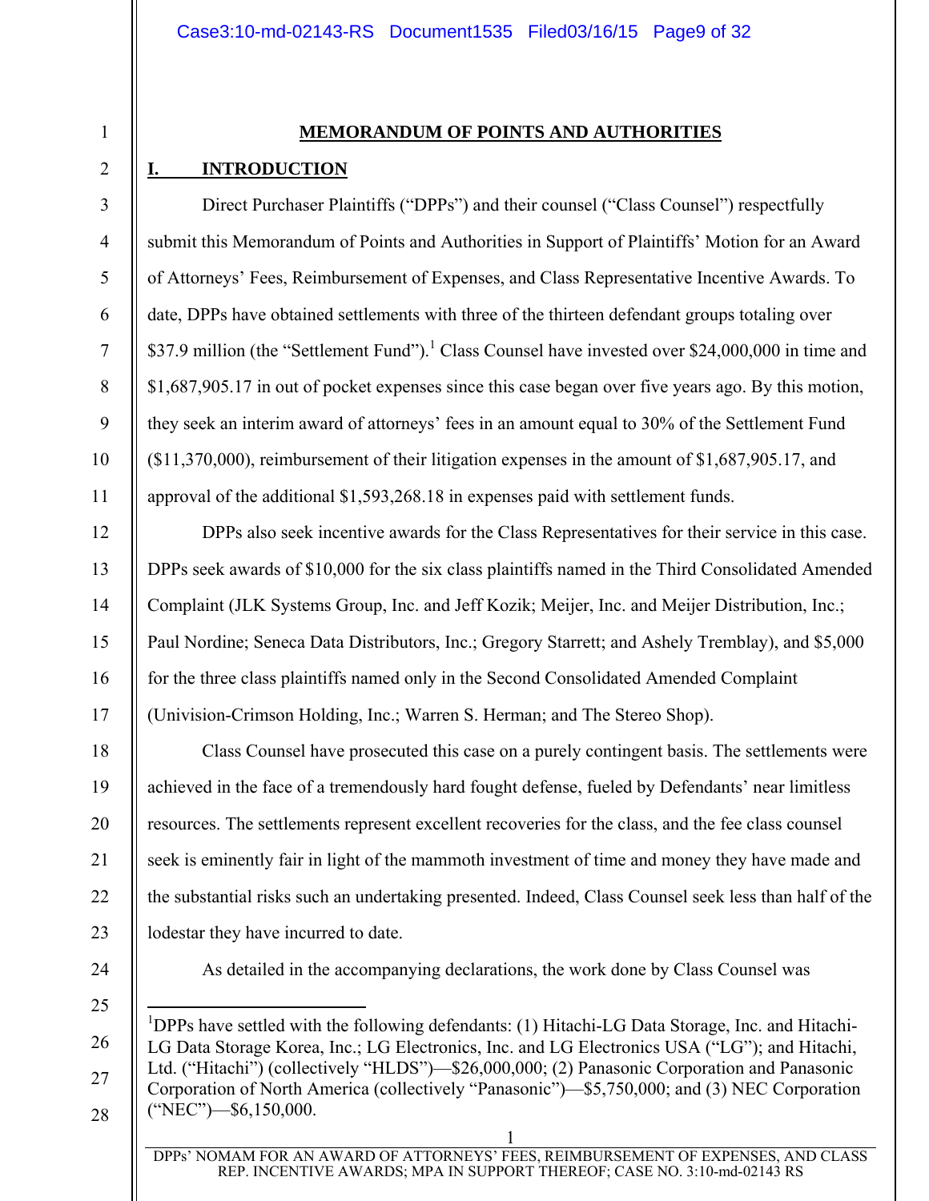# MEMORANDUM OF POINTS AND AUTHORITIES

## I. INTRODUCTION

Direct Purchaser Plaintiffs ("DPPs") and their counsel ("Class Counsel") respectfully submit this Memorandum of Points and Authorities in Support of Plaintiffs' Motion for an Award of Attorneys' Fees, Reimbursement of Expenses, and Class Representative Incentive Awards. To date, DPPs have obtained settlements with three of the thirteen defendant groups totaling over $37.9 million (the "Settlement Fund").[1] Class Counsel have invested over $24,000,000 in time and $1,687,905.17 in out of pocket expenses since this case began over five years ago. By this motion, they seek an interim award of attorneys' fees in an amount equal to 30% of the Settlement Fund ($11,370,000), reimbursement of their litigation expenses in the amount of $1,687,905.17, and approval of the additional $1,593,268.18 in expenses paid with settlement funds.

DPPs also seek incentive awards for the Class Representatives for their service in this case. DPPs seek awards of $10,000 for the six class plaintiffs named in the Third Consolidated Amended Complaint (JLK Systems Group, Inc. and Jeff Kozik; Meijer, Inc. and Meijer Distribution, Inc.; Paul Nordine; Seneca Data Distributors, Inc.; Gregory Starrett; and Ashely Tremblay), and $5,000 for the three class plaintiffs named only in the Second Consolidated Amended Complaint (Univision-Crimson Holding, Inc.; Warren S. Herman; and The Stereo Shop).

Class Counsel have prosecuted this case on a purely contingent basis. The settlements were achieved in the face of a tremendously hard fought defense, fueled by Defendants' near limitless resources. The settlements represent excellent recoveries for the class, and the fee class counsel seek is eminently fair in light of the mammoth investment of time and money they have made and the substantial risks such an undertaking presented. Indeed, Class Counsel seek less than half of the lodestar they have incurred to date.

As detailed in the accompanying declarations, the work done by Class Counsel was

---

[1]DPPs have settled with the following defendants: (1) Hitachi-LG Data Storage, Inc. and Hitachi-LG Data Storage Korea, Inc.; LG Electronics, Inc. and LG Electronics USA ("LG"); and Hitachi, Ltd. ("Hitachi") (collectively "HLDS")—$26,000,000; (2) Panasonic Corporation and Panasonic Corporation of North America (collectively "Panasonic")—$5,750,000; and (3) NEC Corporation ("NEC")—$6,150,000.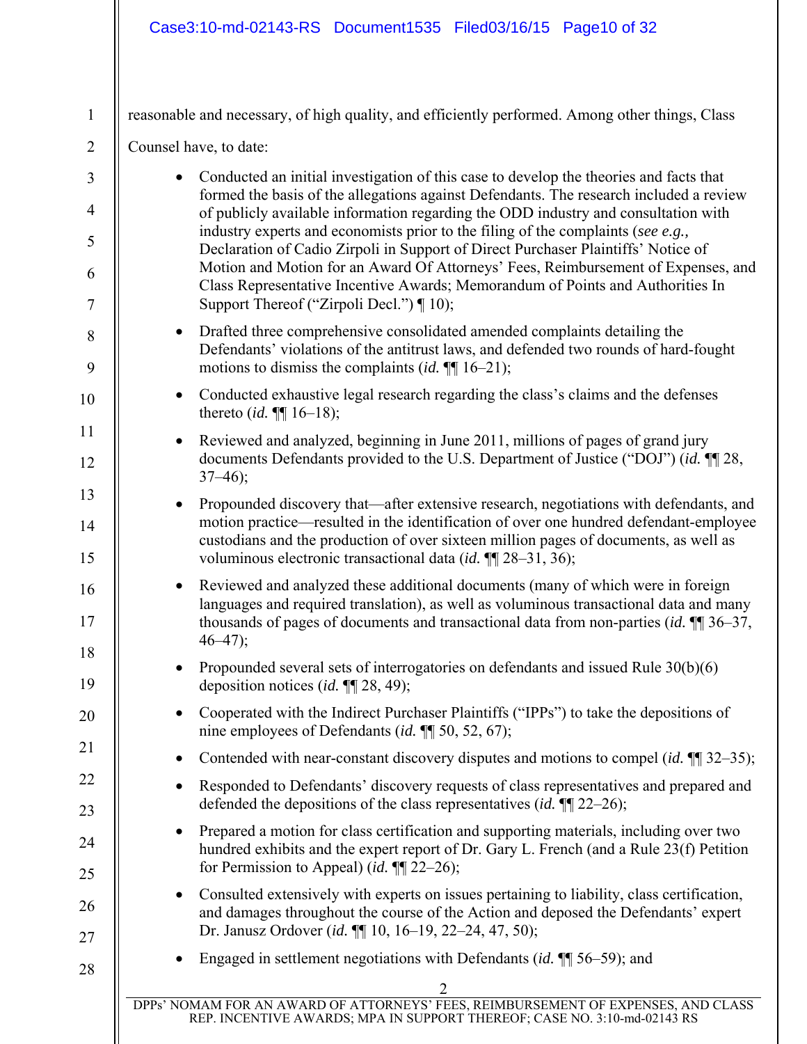reasonable and necessary, of high quality, and efficiently performed. Among other things, Class Counsel have, to date:

- Conducted an initial investigation of this case to develop the theories and facts that formed the basis of the allegations against Defendants. The research included a review of publicly available information regarding the ODD industry and consultation with industry experts and economists prior to the filing of the complaints (*see e.g.,* Declaration of Cadio Zirpoli in Support of Direct Purchaser Plaintiffs' Notice of Motion and Motion for an Award Of Attorneys' Fees, Reimbursement of Expenses, and Class Representative Incentive Awards; Memorandum of Points and Authorities In Support Thereof ("Zirpoli Decl.") ¶ 10);
- Drafted three comprehensive consolidated amended complaints detailing the Defendants' violations of the antitrust laws, and defended two rounds of hard-fought motions to dismiss the complaints (*id.* ¶¶ 16–21);
- Conducted exhaustive legal research regarding the class's claims and the defenses thereto (*id.* ¶¶ 16–18);
- Reviewed and analyzed, beginning in June 2011, millions of pages of grand jury documents Defendants provided to the U.S. Department of Justice ("DOJ") (*id.* ¶¶ 28, 37–46);
- Propounded discovery that—after extensive research, negotiations with defendants, and motion practice—resulted in the identification of over one hundred defendant-employee custodians and the production of over sixteen million pages of documents, as well as voluminous electronic transactional data (*id.* ¶¶ 28–31, 36);
- Reviewed and analyzed these additional documents (many of which were in foreign languages and required translation), as well as voluminous transactional data and many thousands of pages of documents and transactional data from non-parties (*id.* ¶¶ 36–37, 46–47);
- Propounded several sets of interrogatories on defendants and issued Rule 30(b)(6) deposition notices (*id.* ¶¶ 28, 49);
- Cooperated with the Indirect Purchaser Plaintiffs ("IPPs") to take the depositions of nine employees of Defendants (*id.* ¶¶ 50, 52, 67);
- Contended with near-constant discovery disputes and motions to compel (*id.* ¶¶ 32–35);
- Responded to Defendants' discovery requests of class representatives and prepared and defended the depositions of the class representatives (*id.* ¶¶ 22–26);
- Prepared a motion for class certification and supporting materials, including over two hundred exhibits and the expert report of Dr. Gary L. French (and a Rule 23(f) Petition for Permission to Appeal) (*id.* ¶¶ 22–26);
- Consulted extensively with experts on issues pertaining to liability, class certification, and damages throughout the course of the Action and deposed the Defendants' expert Dr. Janusz Ordover (*id.* ¶¶ 10, 16–19, 22–24, 47, 50);
- Engaged in settlement negotiations with Defendants (*id.* ¶¶ 56–59); and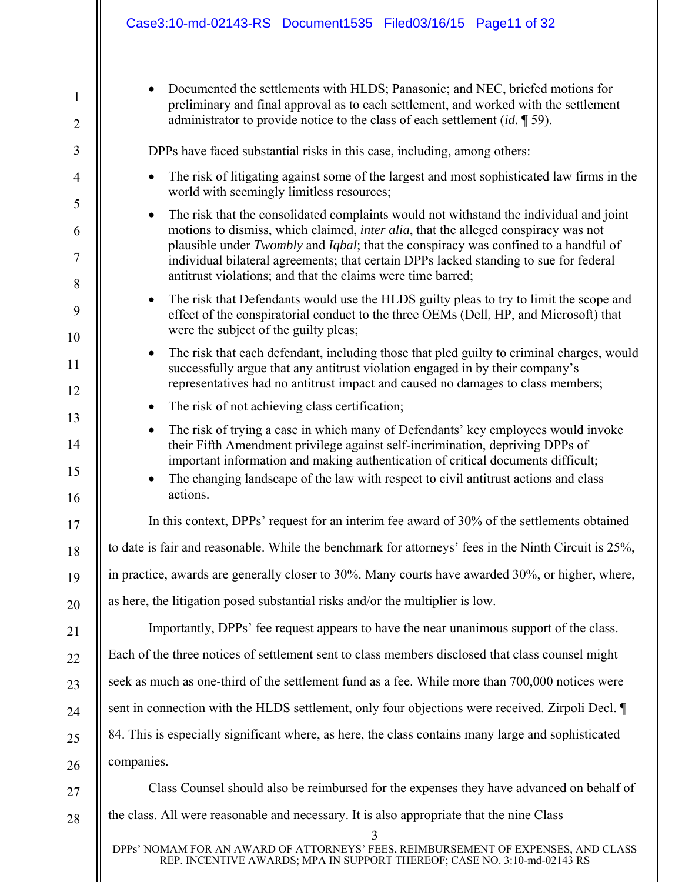- Documented the settlements with HLDS; Panasonic; and NEC, briefed motions for preliminary and final approval as to each settlement, and worked with the settlement administrator to provide notice to the class of each settlement (*id.* ¶ 59).

DPPs have faced substantial risks in this case, including, among others:

- The risk of litigating against some of the largest and most sophisticated law firms in the world with seemingly limitless resources;
- The risk that the consolidated complaints would not withstand the individual and joint motions to dismiss, which claimed, *inter alia*, that the alleged conspiracy was not plausible under *Twombly* and *Iqbal*; that the conspiracy was confined to a handful of individual bilateral agreements; that certain DPPs lacked standing to sue for federal antitrust violations; and that the claims were time barred;
- The risk that Defendants would use the HLDS guilty pleas to try to limit the scope and effect of the conspiratorial conduct to the three OEMs (Dell, HP, and Microsoft) that were the subject of the guilty pleas;
- The risk that each defendant, including those that pled guilty to criminal charges, would successfully argue that any antitrust violation engaged in by their company's representatives had no antitrust impact and caused no damages to class members;
- The risk of not achieving class certification;
- The risk of trying a case in which many of Defendants' key employees would invoke their Fifth Amendment privilege against self-incrimination, depriving DPPs of important information and making authentication of critical documents difficult;
- The changing landscape of the law with respect to civil antitrust actions and class actions.

In this context, DPPs' request for an interim fee award of 30% of the settlements obtained to date is fair and reasonable. While the benchmark for attorneys' fees in the Ninth Circuit is 25%, in practice, awards are generally closer to 30%. Many courts have awarded 30%, or higher, where, as here, the litigation posed substantial risks and/or the multiplier is low.

Importantly, DPPs' fee request appears to have the near unanimous support of the class. Each of the three notices of settlement sent to class members disclosed that class counsel might seek as much as one-third of the settlement fund as a fee. While more than 700,000 notices were sent in connection with the HLDS settlement, only four objections were received. Zirpoli Decl. ¶ 84. This is especially significant where, as here, the class contains many large and sophisticated companies.

Class Counsel should also be reimbursed for the expenses they have advanced on behalf of the class. All were reasonable and necessary. It is also appropriate that the nine Class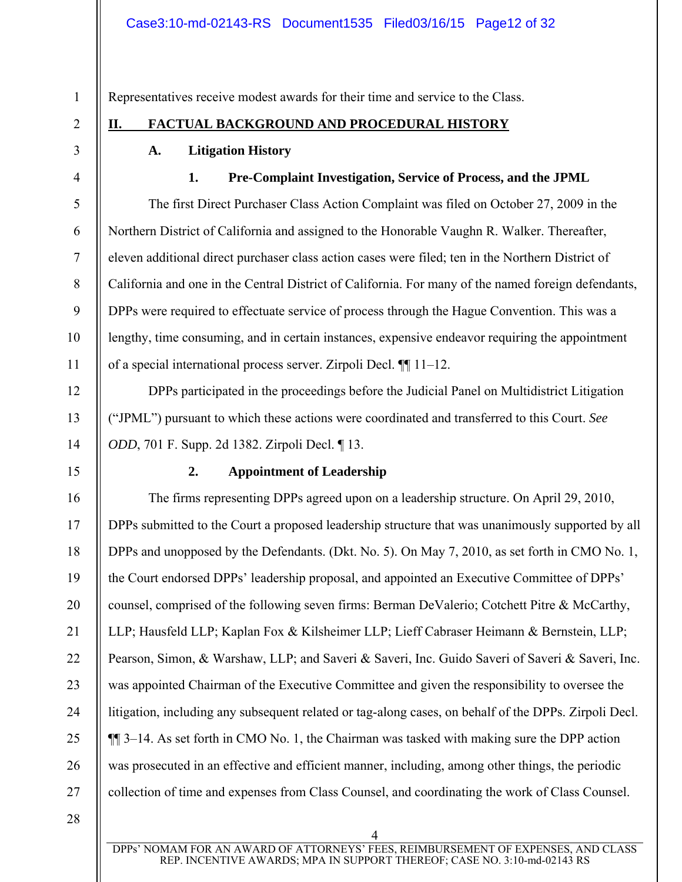Representatives receive modest awards for their time and service to the Class.

## II. FACTUAL BACKGROUND AND PROCEDURAL HISTORY

### A. Litigation History

#### 1. Pre-Complaint Investigation, Service of Process, and the JPML

The first Direct Purchaser Class Action Complaint was filed on October 27, 2009 in the Northern District of California and assigned to the Honorable Vaughn R. Walker. Thereafter, eleven additional direct purchaser class action cases were filed; ten in the Northern District of California and one in the Central District of California. For many of the named foreign defendants, DPPs were required to effectuate service of process through the Hague Convention. This was a lengthy, time consuming, and in certain instances, expensive endeavor requiring the appointment of a special international process server. Zirpoli Decl. ¶¶ 11–12.

DPPs participated in the proceedings before the Judicial Panel on Multidistrict Litigation ("JPML") pursuant to which these actions were coordinated and transferred to this Court. *See ODD*, 701 F. Supp. 2d 1382. Zirpoli Decl. ¶ 13.

#### 2. Appointment of Leadership

The firms representing DPPs agreed upon on a leadership structure. On April 29, 2010, DPPs submitted to the Court a proposed leadership structure that was unanimously supported by all DPPs and unopposed by the Defendants. (Dkt. No. 5). On May 7, 2010, as set forth in CMO No. 1, the Court endorsed DPPs' leadership proposal, and appointed an Executive Committee of DPPs' counsel, comprised of the following seven firms: Berman DeValerio; Cotchett Pitre & McCarthy, LLP; Hausfeld LLP; Kaplan Fox & Kilsheimer LLP; Lieff Cabraser Heimann & Bernstein, LLP; Pearson, Simon, & Warshaw, LLP; and Saveri & Saveri, Inc. Guido Saveri of Saveri & Saveri, Inc. was appointed Chairman of the Executive Committee and given the responsibility to oversee the litigation, including any subsequent related or tag-along cases, on behalf of the DPPs. Zirpoli Decl. ¶¶ 3–14. As set forth in CMO No. 1, the Chairman was tasked with making sure the DPP action was prosecuted in an effective and efficient manner, including, among other things, the periodic collection of time and expenses from Class Counsel, and coordinating the work of Class Counsel.

DPPs' NOMAM FOR AN AWARD OF ATTORNEYS' FEES, REIMBURSEMENT OF EXPENSES, AND CLASS REP. INCENTIVE AWARDS; MPA IN SUPPORT THEREOF; CASE NO. 3:10-md-02143 RS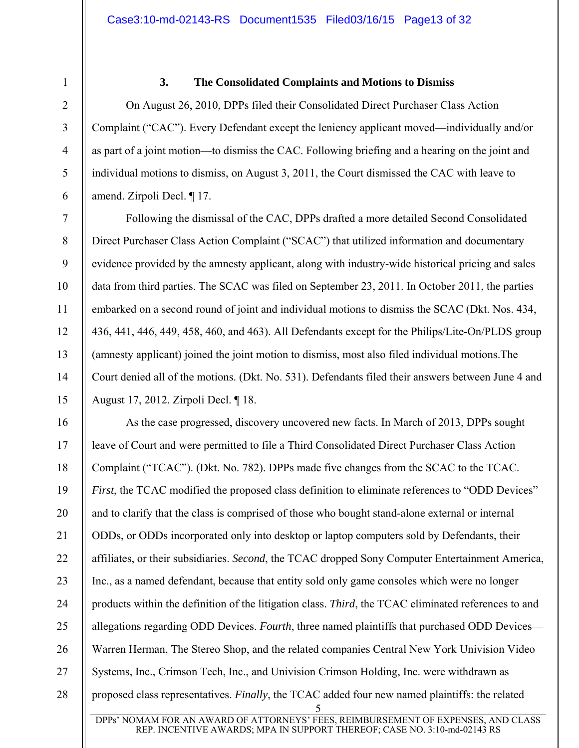### 3. The Consolidated Complaints and Motions to Dismiss

On August 26, 2010, DPPs filed their Consolidated Direct Purchaser Class Action Complaint ("CAC"). Every Defendant except the leniency applicant moved—individually and/or as part of a joint motion—to dismiss the CAC. Following briefing and a hearing on the joint and individual motions to dismiss, on August 3, 2011, the Court dismissed the CAC with leave to amend. Zirpoli Decl. ¶ 17.

Following the dismissal of the CAC, DPPs drafted a more detailed Second Consolidated Direct Purchaser Class Action Complaint ("SCAC") that utilized information and documentary evidence provided by the amnesty applicant, along with industry-wide historical pricing and sales data from third parties. The SCAC was filed on September 23, 2011. In October 2011, the parties embarked on a second round of joint and individual motions to dismiss the SCAC (Dkt. Nos. 434, 436, 441, 446, 449, 458, 460, and 463). All Defendants except for the Philips/Lite-On/PLDS group (amnesty applicant) joined the joint motion to dismiss, most also filed individual motions.The Court denied all of the motions. (Dkt. No. 531). Defendants filed their answers between June 4 and August 17, 2012. Zirpoli Decl. ¶ 18.

As the case progressed, discovery uncovered new facts. In March of 2013, DPPs sought leave of Court and were permitted to file a Third Consolidated Direct Purchaser Class Action Complaint ("TCAC"). (Dkt. No. 782). DPPs made five changes from the SCAC to the TCAC. *First*, the TCAC modified the proposed class definition to eliminate references to "ODD Devices" and to clarify that the class is comprised of those who bought stand-alone external or internal ODDs, or ODDs incorporated only into desktop or laptop computers sold by Defendants, their affiliates, or their subsidiaries. *Second*, the TCAC dropped Sony Computer Entertainment America, Inc., as a named defendant, because that entity sold only game consoles which were no longer products within the definition of the litigation class. *Third*, the TCAC eliminated references to and allegations regarding ODD Devices. *Fourth*, three named plaintiffs that purchased ODD Devices—Warren Herman, The Stereo Shop, and the related companies Central New York Univision Video Systems, Inc., Crimson Tech, Inc., and Univision Crimson Holding, Inc. were withdrawn as proposed class representatives. *Finally*, the TCAC added four new named plaintiffs: the related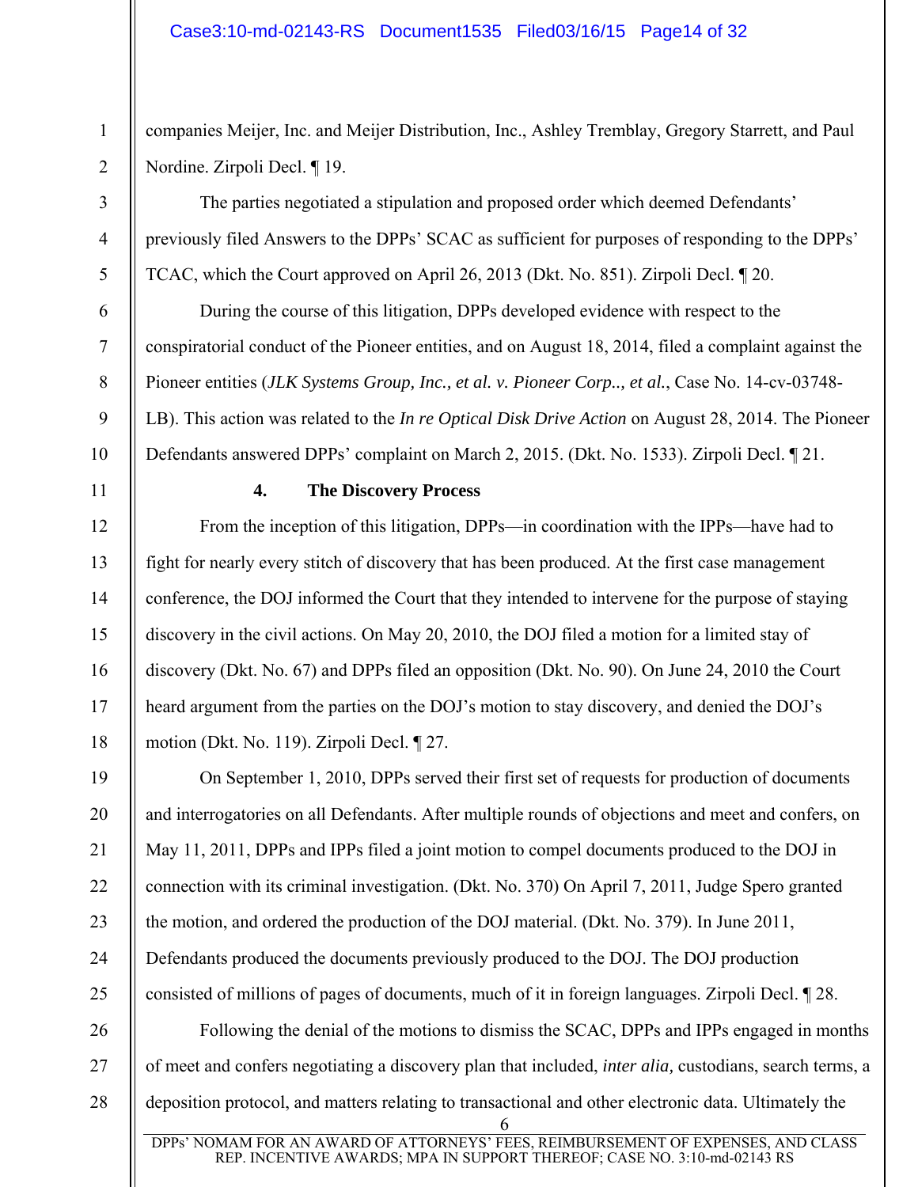companies Meijer, Inc. and Meijer Distribution, Inc., Ashley Tremblay, Gregory Starrett, and Paul Nordine. Zirpoli Decl. ¶ 19.

The parties negotiated a stipulation and proposed order which deemed Defendants' previously filed Answers to the DPPs' SCAC as sufficient for purposes of responding to the DPPs' TCAC, which the Court approved on April 26, 2013 (Dkt. No. 851). Zirpoli Decl. ¶ 20.

During the course of this litigation, DPPs developed evidence with respect to the conspiratorial conduct of the Pioneer entities, and on August 18, 2014, filed a complaint against the Pioneer entities (*JLK Systems Group, Inc., et al. v. Pioneer Corp.., et al.*, Case No. 14-cv-03748-LB). This action was related to the *In re Optical Disk Drive Action* on August 28, 2014. The Pioneer Defendants answered DPPs' complaint on March 2, 2015. (Dkt. No. 1533). Zirpoli Decl. ¶ 21.

**4. The Discovery Process**

From the inception of this litigation, DPPs—in coordination with the IPPs—have had to fight for nearly every stitch of discovery that has been produced. At the first case management conference, the DOJ informed the Court that they intended to intervene for the purpose of staying discovery in the civil actions. On May 20, 2010, the DOJ filed a motion for a limited stay of discovery (Dkt. No. 67) and DPPs filed an opposition (Dkt. No. 90). On June 24, 2010 the Court heard argument from the parties on the DOJ's motion to stay discovery, and denied the DOJ's motion (Dkt. No. 119). Zirpoli Decl. ¶ 27.

On September 1, 2010, DPPs served their first set of requests for production of documents and interrogatories on all Defendants. After multiple rounds of objections and meet and confers, on May 11, 2011, DPPs and IPPs filed a joint motion to compel documents produced to the DOJ in connection with its criminal investigation. (Dkt. No. 370) On April 7, 2011, Judge Spero granted the motion, and ordered the production of the DOJ material. (Dkt. No. 379). In June 2011, Defendants produced the documents previously produced to the DOJ. The DOJ production consisted of millions of pages of documents, much of it in foreign languages. Zirpoli Decl. ¶ 28.

Following the denial of the motions to dismiss the SCAC, DPPs and IPPs engaged in months of meet and confers negotiating a discovery plan that included, *inter alia,* custodians, search terms, a deposition protocol, and matters relating to transactional and other electronic data. Ultimately the

DPPs' NOMAM FOR AN AWARD OF ATTORNEYS' FEES, REIMBURSEMENT OF EXPENSES, AND CLASS REP. INCENTIVE AWARDS; MPA IN SUPPORT THEREOF; CASE NO. 3:10-md-02143 RS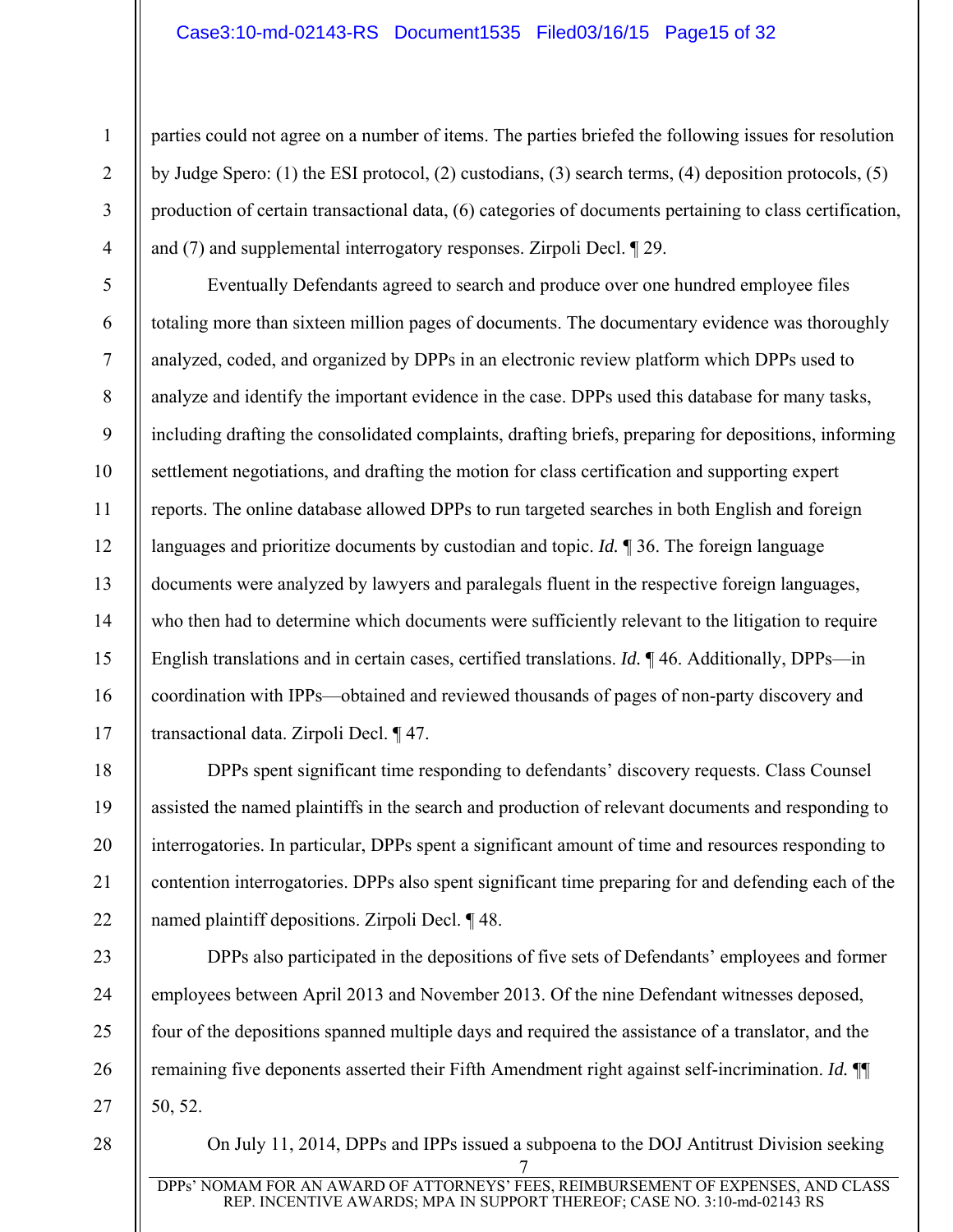parties could not agree on a number of items. The parties briefed the following issues for resolution by Judge Spero: (1) the ESI protocol, (2) custodians, (3) search terms, (4) deposition protocols, (5) production of certain transactional data, (6) categories of documents pertaining to class certification, and (7) and supplemental interrogatory responses. Zirpoli Decl. ¶ 29.

Eventually Defendants agreed to search and produce over one hundred employee files totaling more than sixteen million pages of documents. The documentary evidence was thoroughly analyzed, coded, and organized by DPPs in an electronic review platform which DPPs used to analyze and identify the important evidence in the case. DPPs used this database for many tasks, including drafting the consolidated complaints, drafting briefs, preparing for depositions, informing settlement negotiations, and drafting the motion for class certification and supporting expert reports. The online database allowed DPPs to run targeted searches in both English and foreign languages and prioritize documents by custodian and topic. *Id.* ¶ 36. The foreign language documents were analyzed by lawyers and paralegals fluent in the respective foreign languages, who then had to determine which documents were sufficiently relevant to the litigation to require English translations and in certain cases, certified translations. *Id.* ¶ 46. Additionally, DPPs—in coordination with IPPs—obtained and reviewed thousands of pages of non-party discovery and transactional data. Zirpoli Decl. ¶ 47.

DPPs spent significant time responding to defendants' discovery requests. Class Counsel assisted the named plaintiffs in the search and production of relevant documents and responding to interrogatories. In particular, DPPs spent a significant amount of time and resources responding to contention interrogatories. DPPs also spent significant time preparing for and defending each of the named plaintiff depositions. Zirpoli Decl. ¶ 48.

DPPs also participated in the depositions of five sets of Defendants' employees and former employees between April 2013 and November 2013. Of the nine Defendant witnesses deposed, four of the depositions spanned multiple days and required the assistance of a translator, and the remaining five deponents asserted their Fifth Amendment right against self-incrimination. *Id.* ¶¶ 50, 52.

On July 11, 2014, DPPs and IPPs issued a subpoena to the DOJ Antitrust Division seeking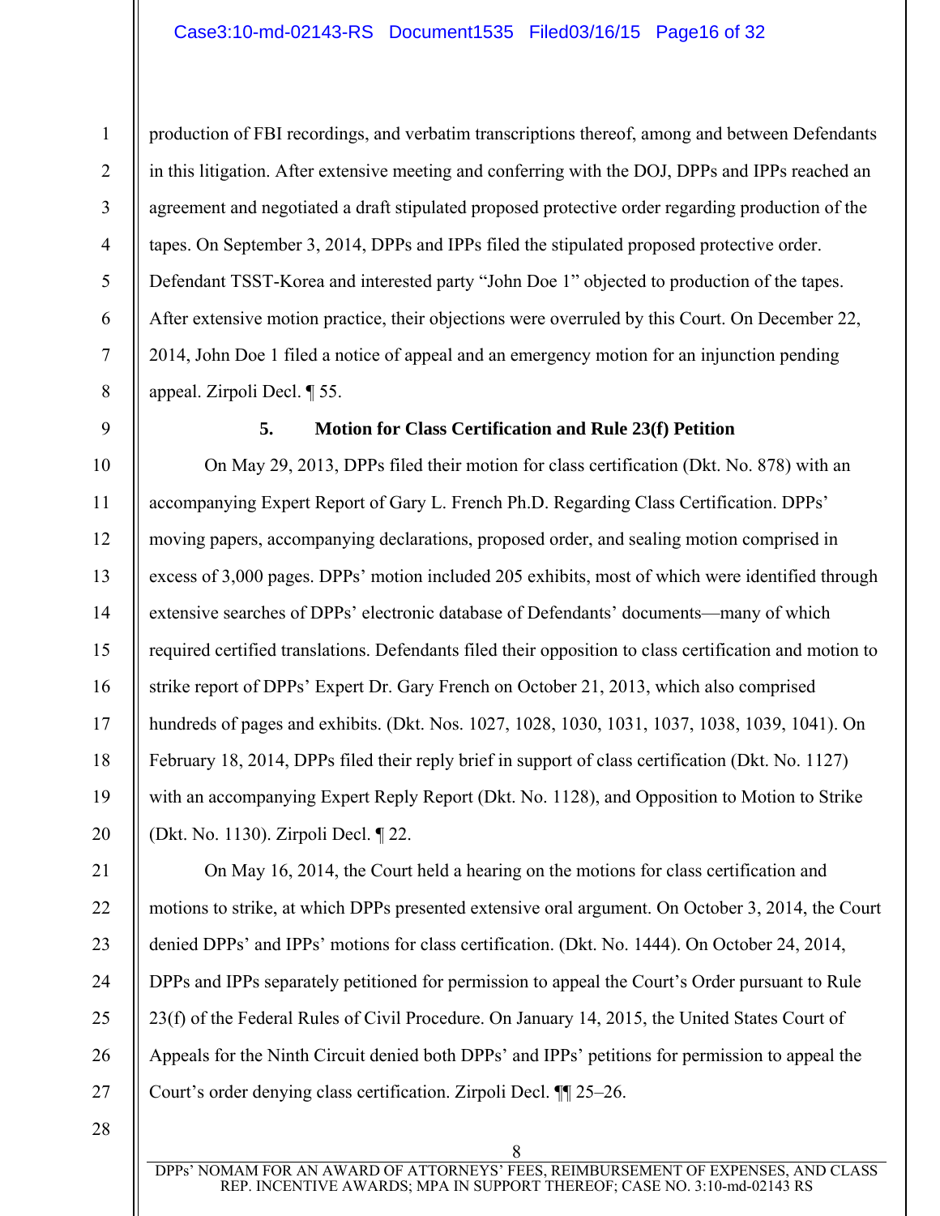production of FBI recordings, and verbatim transcriptions thereof, among and between Defendants in this litigation. After extensive meeting and conferring with the DOJ, DPPs and IPPs reached an agreement and negotiated a draft stipulated proposed protective order regarding production of the tapes. On September 3, 2014, DPPs and IPPs filed the stipulated proposed protective order. Defendant TSST-Korea and interested party "John Doe 1" objected to production of the tapes. After extensive motion practice, their objections were overruled by this Court. On December 22, 2014, John Doe 1 filed a notice of appeal and an emergency motion for an injunction pending appeal. Zirpoli Decl. ¶ 55.

#### 5. Motion for Class Certification and Rule 23(f) Petition

On May 29, 2013, DPPs filed their motion for class certification (Dkt. No. 878) with an accompanying Expert Report of Gary L. French Ph.D. Regarding Class Certification. DPPs' moving papers, accompanying declarations, proposed order, and sealing motion comprised in excess of 3,000 pages. DPPs' motion included 205 exhibits, most of which were identified through extensive searches of DPPs' electronic database of Defendants' documents—many of which required certified translations. Defendants filed their opposition to class certification and motion to strike report of DPPs' Expert Dr. Gary French on October 21, 2013, which also comprised hundreds of pages and exhibits. (Dkt. Nos. 1027, 1028, 1030, 1031, 1037, 1038, 1039, 1041). On February 18, 2014, DPPs filed their reply brief in support of class certification (Dkt. No. 1127) with an accompanying Expert Reply Report (Dkt. No. 1128), and Opposition to Motion to Strike (Dkt. No. 1130). Zirpoli Decl. ¶ 22.

On May 16, 2014, the Court held a hearing on the motions for class certification and motions to strike, at which DPPs presented extensive oral argument. On October 3, 2014, the Court denied DPPs' and IPPs' motions for class certification. (Dkt. No. 1444). On October 24, 2014, DPPs and IPPs separately petitioned for permission to appeal the Court's Order pursuant to Rule 23(f) of the Federal Rules of Civil Procedure. On January 14, 2015, the United States Court of Appeals for the Ninth Circuit denied both DPPs' and IPPs' petitions for permission to appeal the Court's order denying class certification. Zirpoli Decl. ¶¶ 25–26.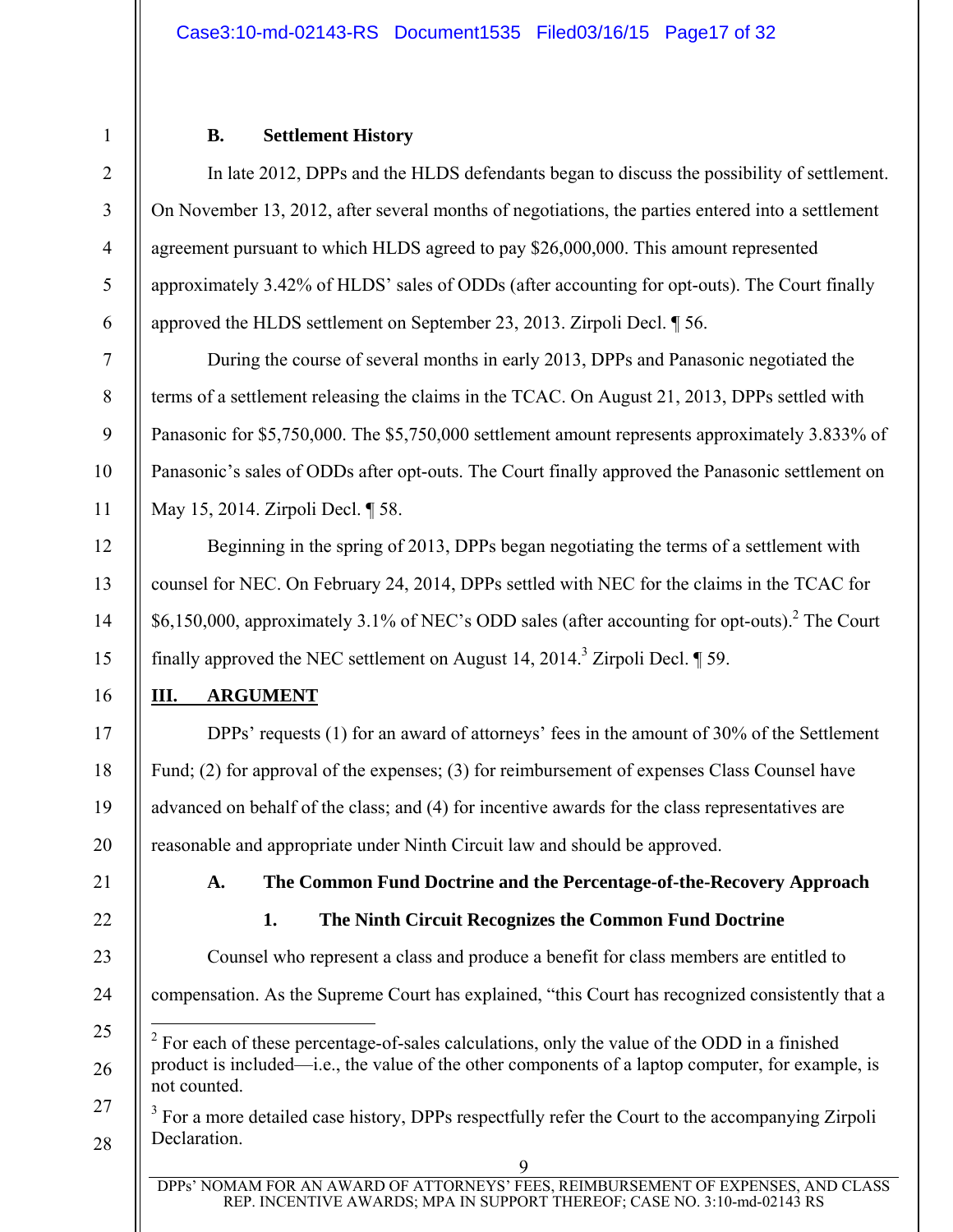### B. Settlement History

In late 2012, DPPs and the HLDS defendants began to discuss the possibility of settlement. On November 13, 2012, after several months of negotiations, the parties entered into a settlement agreement pursuant to which HLDS agreed to pay $26,000,000. This amount represented approximately 3.42% of HLDS' sales of ODDs (after accounting for opt-outs). The Court finally approved the HLDS settlement on September 23, 2013. Zirpoli Decl. ¶ 56.

During the course of several months in early 2013, DPPs and Panasonic negotiated the terms of a settlement releasing the claims in the TCAC. On August 21, 2013, DPPs settled with Panasonic for $5,750,000. The $5,750,000 settlement amount represents approximately 3.833% of Panasonic's sales of ODDs after opt-outs. The Court finally approved the Panasonic settlement on May 15, 2014. Zirpoli Decl. ¶ 58.

Beginning in the spring of 2013, DPPs began negotiating the terms of a settlement with counsel for NEC. On February 24, 2014, DPPs settled with NEC for the claims in the TCAC for $6,150,000, approximately 3.1% of NEC's ODD sales (after accounting for opt-outs).[2] The Court finally approved the NEC settlement on August 14, 2014.[3] Zirpoli Decl. ¶ 59.

## III. ARGUMENT

DPPs' requests (1) for an award of attorneys' fees in the amount of 30% of the Settlement Fund; (2) for approval of the expenses; (3) for reimbursement of expenses Class Counsel have advanced on behalf of the class; and (4) for incentive awards for the class representatives are reasonable and appropriate under Ninth Circuit law and should be approved.

### A. The Common Fund Doctrine and the Percentage-of-the-Recovery Approach

#### 1. The Ninth Circuit Recognizes the Common Fund Doctrine

Counsel who represent a class and produce a benefit for class members are entitled to compensation. As the Supreme Court has explained, "this Court has recognized consistently that a

[2] For each of these percentage-of-sales calculations, only the value of the ODD in a finished product is included—i.e., the value of the other components of a laptop computer, for example, is not counted.

[3] For a more detailed case history, DPPs respectfully refer the Court to the accompanying Zirpoli Declaration.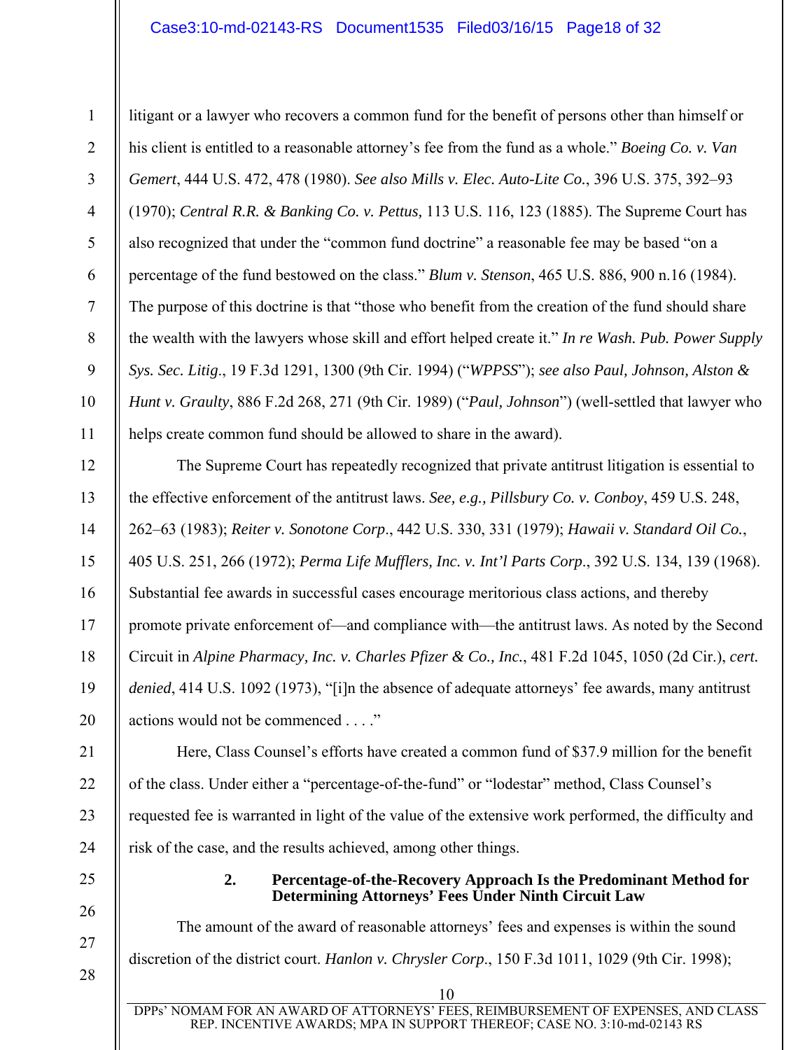litigant or a lawyer who recovers a common fund for the benefit of persons other than himself or his client is entitled to a reasonable attorney's fee from the fund as a whole." *Boeing Co. v. Van Gemert*, 444 U.S. 472, 478 (1980). *See also Mills v. Elec. Auto-Lite Co.*, 396 U.S. 375, 392–93 (1970); *Central R.R. & Banking Co. v. Pettus,* 113 U.S. 116, 123 (1885). The Supreme Court has also recognized that under the "common fund doctrine" a reasonable fee may be based "on a percentage of the fund bestowed on the class." *Blum v. Stenson*, 465 U.S. 886, 900 n.16 (1984). The purpose of this doctrine is that "those who benefit from the creation of the fund should share the wealth with the lawyers whose skill and effort helped create it." *In re Wash. Pub. Power Supply Sys. Sec. Litig*., 19 F.3d 1291, 1300 (9th Cir. 1994) ("*WPPSS*"); *see also Paul, Johnson, Alston & Hunt v. Graulty*, 886 F.2d 268, 271 (9th Cir. 1989) ("*Paul, Johnson*") (well-settled that lawyer who helps create common fund should be allowed to share in the award).

The Supreme Court has repeatedly recognized that private antitrust litigation is essential to the effective enforcement of the antitrust laws. *See, e.g., Pillsbury Co. v. Conboy*, 459 U.S. 248, 262–63 (1983); *Reiter v. Sonotone Corp*., 442 U.S. 330, 331 (1979); *Hawaii v. Standard Oil Co.*, 405 U.S. 251, 266 (1972); *Perma Life Mufflers, Inc. v. Int'l Parts Corp*., 392 U.S. 134, 139 (1968). Substantial fee awards in successful cases encourage meritorious class actions, and thereby promote private enforcement of—and compliance with—the antitrust laws. As noted by the Second Circuit in *Alpine Pharmacy, Inc. v. Charles Pfizer & Co., Inc.*, 481 F.2d 1045, 1050 (2d Cir.), *cert. denied*, 414 U.S. 1092 (1973), "[i]n the absence of adequate attorneys' fee awards, many antitrust actions would not be commenced . . . ."

Here, Class Counsel's efforts have created a common fund of $37.9 million for the benefit of the class. Under either a "percentage-of-the-fund" or "lodestar" method, Class Counsel's requested fee is warranted in light of the value of the extensive work performed, the difficulty and risk of the case, and the results achieved, among other things.

### 2. Percentage-of-the-Recovery Approach Is the Predominant Method for Determining Attorneys' Fees Under Ninth Circuit Law

The amount of the award of reasonable attorneys' fees and expenses is within the sound discretion of the district court. *Hanlon v. Chrysler Corp*., 150 F.3d 1011, 1029 (9th Cir. 1998);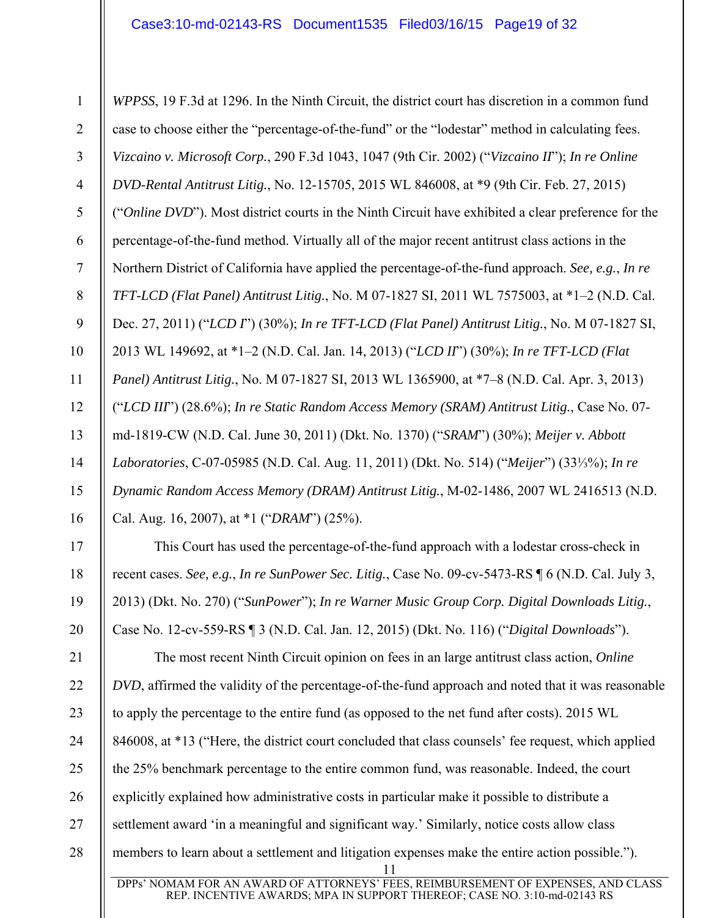*WPPSS*, 19 F.3d at 1296. In the Ninth Circuit, the district court has discretion in a common fund case to choose either the "percentage-of-the-fund" or the "lodestar" method in calculating fees. *Vizcaino v. Microsoft Corp.*, 290 F.3d 1043, 1047 (9th Cir. 2002) ("*Vizcaino II*"); *In re Online DVD-Rental Antitrust Litig.*, No. 12-15705, 2015 WL 846008, at *9 (9th Cir. Feb. 27, 2015) ("*Online DVD*"). Most district courts in the Ninth Circuit have exhibited a clear preference for the percentage-of-the-fund method. Virtually all of the major recent antitrust class actions in the Northern District of California have applied the percentage-of-the-fund approach. *See, e.g.*, *In re TFT-LCD (Flat Panel) Antitrust Litig.*, No. M 07-1827 SI, 2011 WL 7575003, at *1–2 (N.D. Cal. Dec. 27, 2011) ("*LCD I*") (30%); *In re TFT-LCD (Flat Panel) Antitrust Litig.*, No. M 07-1827 SI, 2013 WL 149692, at *1–2 (N.D. Cal. Jan. 14, 2013) ("*LCD II*") (30%); *In re TFT-LCD (Flat Panel) Antitrust Litig.*, No. M 07-1827 SI, 2013 WL 1365900, at *7–8 (N.D. Cal. Apr. 3, 2013) ("*LCD III*") (28.6%); *In re Static Random Access Memory (SRAM) Antitrust Litig.*, Case No. 07-md-1819-CW (N.D. Cal. June 30, 2011) (Dkt. No. 1370) ("*SRAM*") (30%); *Meijer v. Abbott Laboratories*, C-07-05985 (N.D. Cal. Aug. 11, 2011) (Dkt. No. 514) ("*Meijer*") (33⅓%); *In re Dynamic Random Access Memory (DRAM) Antitrust Litig.*, M-02-1486, 2007 WL 2416513 (N.D. Cal. Aug. 16, 2007), at *1 ("*DRAM*") (25%).

This Court has used the percentage-of-the-fund approach with a lodestar cross-check in recent cases. *See, e.g.*, *In re SunPower Sec. Litig.*, Case No. 09-cv-5473-RS ¶ 6 (N.D. Cal. July 3, 2013) (Dkt. No. 270) ("*SunPower*"); *In re Warner Music Group Corp. Digital Downloads Litig.*, Case No. 12-cv-559-RS ¶ 3 (N.D. Cal. Jan. 12, 2015) (Dkt. No. 116) ("*Digital Downloads*").

The most recent Ninth Circuit opinion on fees in an large antitrust class action, *Online DVD*, affirmed the validity of the percentage-of-the-fund approach and noted that it was reasonable to apply the percentage to the entire fund (as opposed to the net fund after costs). 2015 WL 846008, at *13 ("Here, the district court concluded that class counsels' fee request, which applied the 25% benchmark percentage to the entire common fund, was reasonable. Indeed, the court explicitly explained how administrative costs in particular make it possible to distribute a settlement award 'in a meaningful and significant way.' Similarly, notice costs allow class members to learn about a settlement and litigation expenses make the entire action possible.").

DPPs' NOMAM FOR AN AWARD OF ATTORNEYS' FEES, REIMBURSEMENT OF EXPENSES, AND CLASS REP. INCENTIVE AWARDS; MPA IN SUPPORT THEREOF; CASE NO. 3:10-md-02143 RS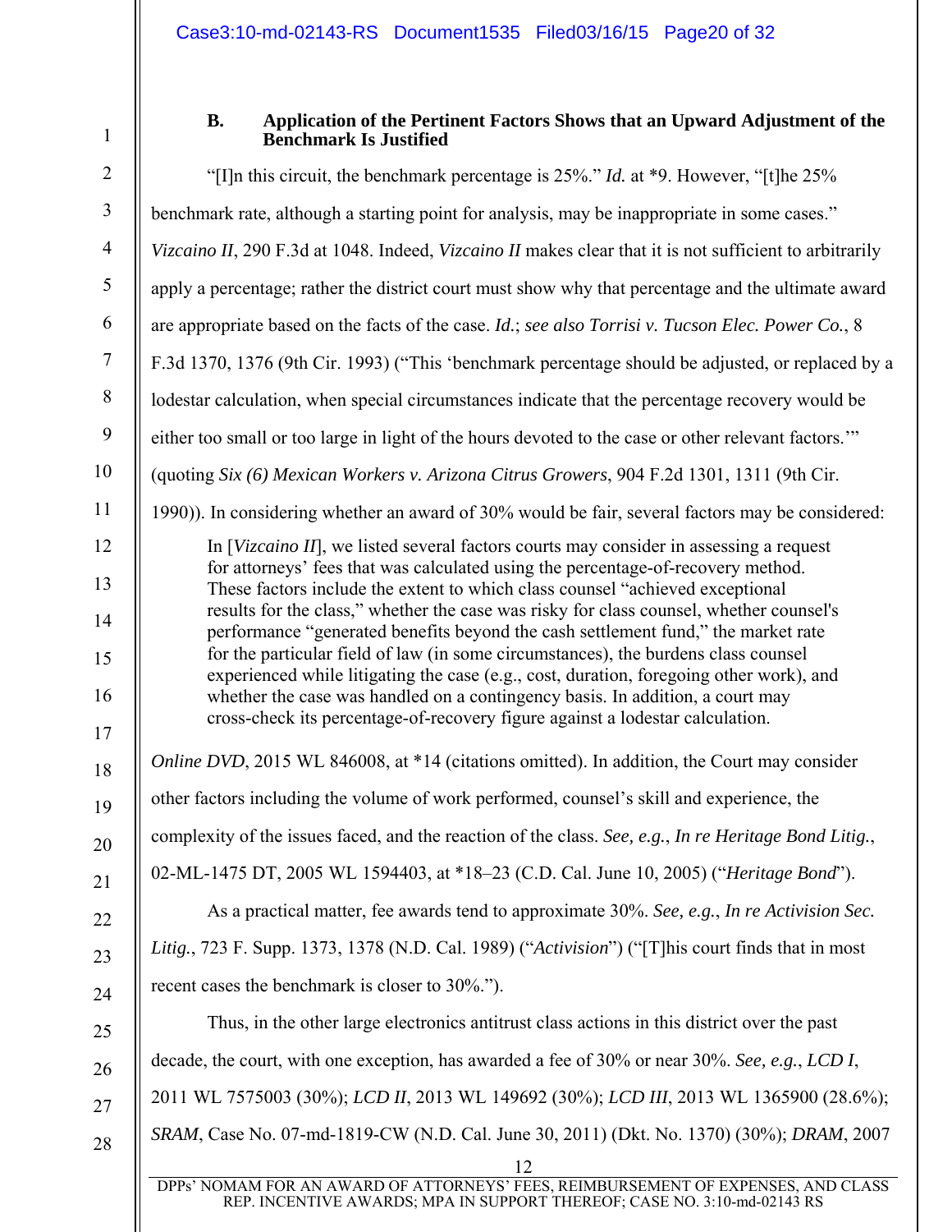### B. Application of the Pertinent Factors Shows that an Upward Adjustment of the Benchmark Is Justified

"[I]n this circuit, the benchmark percentage is 25%." *Id.* at *9. However, "[t]he 25% benchmark rate, although a starting point for analysis, may be inappropriate in some cases." *Vizcaino II*, 290 F.3d at 1048. Indeed, *Vizcaino II* makes clear that it is not sufficient to arbitrarily apply a percentage; rather the district court must show why that percentage and the ultimate award are appropriate based on the facts of the case. *Id.*; *see also Torrisi v. Tucson Elec. Power Co.*, 8 F.3d 1370, 1376 (9th Cir. 1993) ("This 'benchmark percentage should be adjusted, or replaced by a lodestar calculation, when special circumstances indicate that the percentage recovery would be either too small or too large in light of the hours devoted to the case or other relevant factors.'" (quoting *Six (6) Mexican Workers v. Arizona Citrus Growers*, 904 F.2d 1301, 1311 (9th Cir. 1990)). In considering whether an award of 30% would be fair, several factors may be considered:

> In [*Vizcaino II*], we listed several factors courts may consider in assessing a request for attorneys' fees that was calculated using the percentage-of-recovery method. These factors include the extent to which class counsel "achieved exceptional results for the class," whether the case was risky for class counsel, whether counsel's performance "generated benefits beyond the cash settlement fund," the market rate for the particular field of law (in some circumstances), the burdens class counsel experienced while litigating the case (e.g., cost, duration, foregoing other work), and whether the case was handled on a contingency basis. In addition, a court may cross-check its percentage-of-recovery figure against a lodestar calculation.

*Online DVD*, 2015 WL 846008, at *14 (citations omitted). In addition, the Court may consider other factors including the volume of work performed, counsel's skill and experience, the complexity of the issues faced, and the reaction of the class. *See, e.g.*, *In re Heritage Bond Litig.*, 02-ML-1475 DT, 2005 WL 1594403, at *18–23 (C.D. Cal. June 10, 2005) ("*Heritage Bond*").

As a practical matter, fee awards tend to approximate 30%. *See, e.g.*, *In re Activision Sec. Litig.*, 723 F. Supp. 1373, 1378 (N.D. Cal. 1989) ("*Activision*") ("[T]his court finds that in most recent cases the benchmark is closer to 30%.").

Thus, in the other large electronics antitrust class actions in this district over the past decade, the court, with one exception, has awarded a fee of 30% or near 30%. *See, e.g.*, *LCD I*, 2011 WL 7575003 (30%); *LCD II*, 2013 WL 149692 (30%); *LCD III*, 2013 WL 1365900 (28.6%); *SRAM*, Case No. 07-md-1819-CW (N.D. Cal. June 30, 2011) (Dkt. No. 1370) (30%); *DRAM*, 2007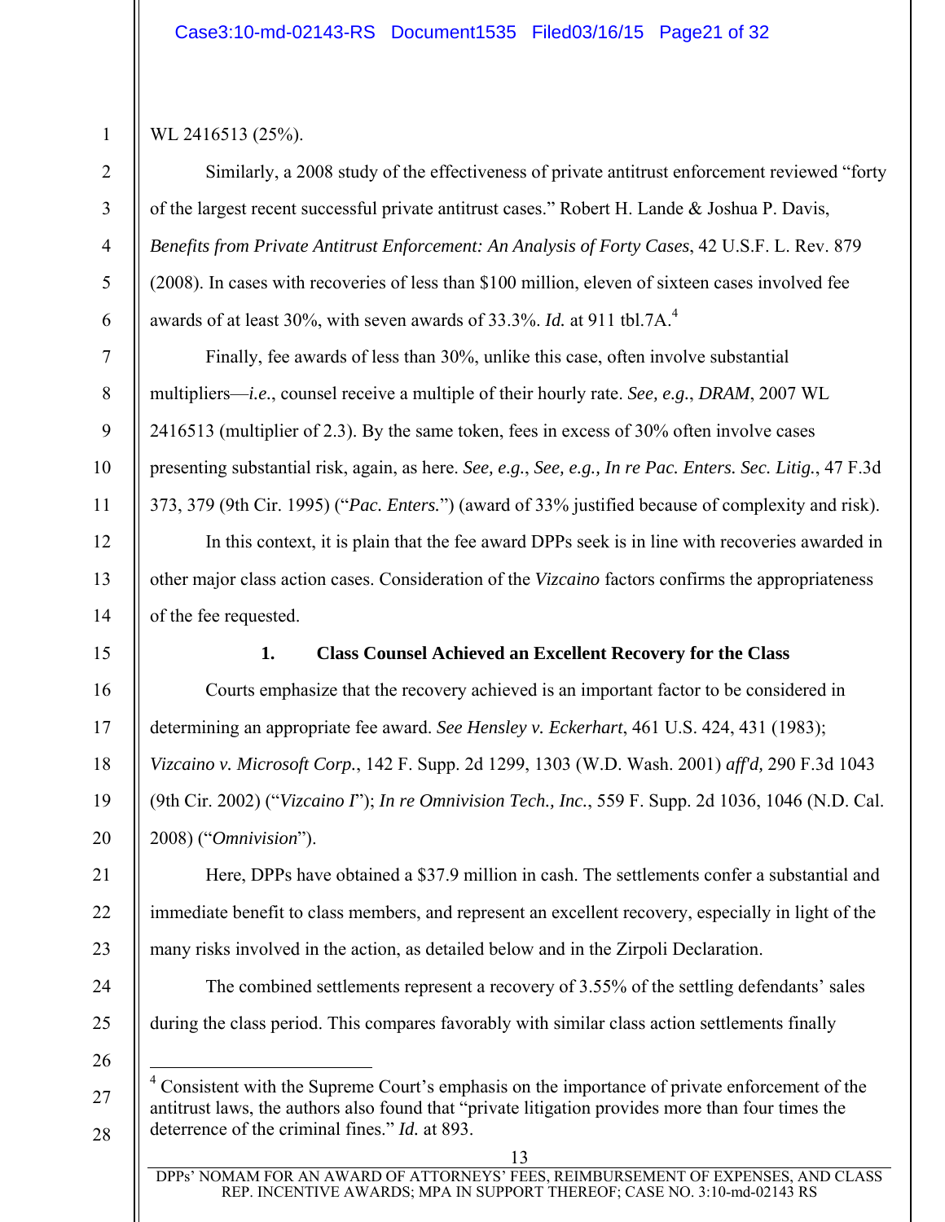WL 2416513 (25%).

Similarly, a 2008 study of the effectiveness of private antitrust enforcement reviewed "forty of the largest recent successful private antitrust cases." Robert H. Lande & Joshua P. Davis, *Benefits from Private Antitrust Enforcement: An Analysis of Forty Cases*, 42 U.S.F. L. Rev. 879 (2008). In cases with recoveries of less than $100 million, eleven of sixteen cases involved fee awards of at least 30%, with seven awards of 33.3%. *Id.* at 911 tbl.7A.[4]

Finally, fee awards of less than 30%, unlike this case, often involve substantial multipliers—*i.e.*, counsel receive a multiple of their hourly rate. *See, e.g.*, *DRAM*, 2007 WL 2416513 (multiplier of 2.3). By the same token, fees in excess of 30% often involve cases presenting substantial risk, again, as here. *See, e.g.*, *See, e.g., In re Pac. Enters. Sec. Litig.*, 47 F.3d 373, 379 (9th Cir. 1995) ("*Pac. Enters.*") (award of 33% justified because of complexity and risk).

In this context, it is plain that the fee award DPPs seek is in line with recoveries awarded in other major class action cases. Consideration of the *Vizcaino* factors confirms the appropriateness of the fee requested.

**1. Class Counsel Achieved an Excellent Recovery for the Class**

Courts emphasize that the recovery achieved is an important factor to be considered in determining an appropriate fee award. *See Hensley v. Eckerhart*, 461 U.S. 424, 431 (1983); *Vizcaino v. Microsoft Corp.*, 142 F. Supp. 2d 1299, 1303 (W.D. Wash. 2001) *aff'd,* 290 F.3d 1043 (9th Cir. 2002) ("*Vizcaino I*"); *In re Omnivision Tech., Inc.*, 559 F. Supp. 2d 1036, 1046 (N.D. Cal. 2008) ("*Omnivision*").

Here, DPPs have obtained a $37.9 million in cash. The settlements confer a substantial and immediate benefit to class members, and represent an excellent recovery, especially in light of the many risks involved in the action, as detailed below and in the Zirpoli Declaration.

The combined settlements represent a recovery of 3.55% of the settling defendants' sales during the class period. This compares favorably with similar class action settlements finally

---

[4] Consistent with the Supreme Court's emphasis on the importance of private enforcement of the antitrust laws, the authors also found that "private litigation provides more than four times the deterrence of the criminal fines." *Id.* at 893.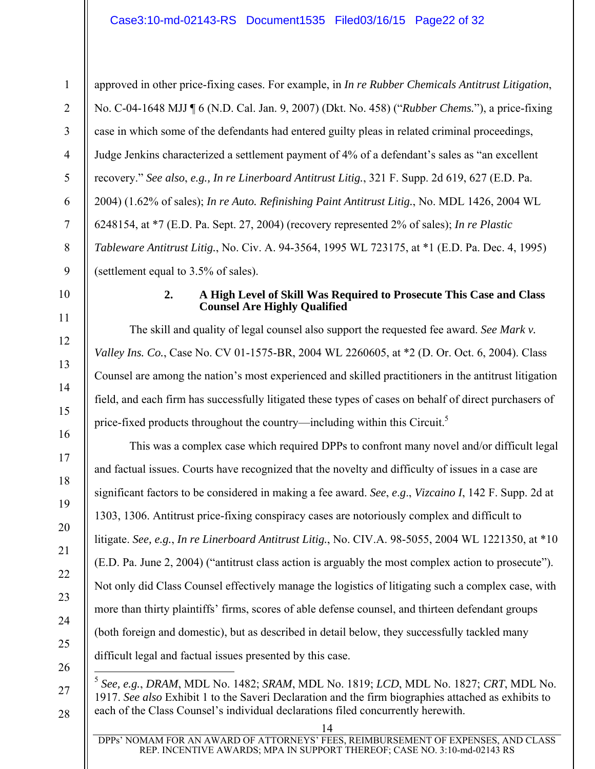approved in other price-fixing cases. For example, in *In re Rubber Chemicals Antitrust Litigation*, No. C-04-1648 MJJ ¶ 6 (N.D. Cal. Jan. 9, 2007) (Dkt. No. 458) ("*Rubber Chems.*"), a price-fixing case in which some of the defendants had entered guilty pleas in related criminal proceedings, Judge Jenkins characterized a settlement payment of 4% of a defendant's sales as "an excellent recovery." *See also*, *e.g., In re Linerboard Antitrust Litig.*, 321 F. Supp. 2d 619, 627 (E.D. Pa. 2004) (1.62% of sales); *In re Auto. Refinishing Paint Antitrust Litig.*, No. MDL 1426, 2004 WL 6248154, at *7 (E.D. Pa. Sept. 27, 2004) (recovery represented 2% of sales); *In re Plastic Tableware Antitrust Litig.*, No. Civ. A. 94-3564, 1995 WL 723175, at *1 (E.D. Pa. Dec. 4, 1995) (settlement equal to 3.5% of sales).

#### 2. A High Level of Skill Was Required to Prosecute This Case and Class Counsel Are Highly Qualified

The skill and quality of legal counsel also support the requested fee award. *See Mark v. Valley Ins. Co.*, Case No. CV 01-1575-BR, 2004 WL 2260605, at *2 (D. Or. Oct. 6, 2004). Class Counsel are among the nation's most experienced and skilled practitioners in the antitrust litigation field, and each firm has successfully litigated these types of cases on behalf of direct purchasers of price-fixed products throughout the country—including within this Circuit.[5]

This was a complex case which required DPPs to confront many novel and/or difficult legal and factual issues. Courts have recognized that the novelty and difficulty of issues in a case are significant factors to be considered in making a fee award. *See*, *e.g*., *Vizcaino I*, 142 F. Supp. 2d at 1303, 1306. Antitrust price-fixing conspiracy cases are notoriously complex and difficult to litigate. *See, e.g.*, *In re Linerboard Antitrust Litig.*, No. CIV.A. 98-5055, 2004 WL 1221350, at *10 (E.D. Pa. June 2, 2004) ("antitrust class action is arguably the most complex action to prosecute"). Not only did Class Counsel effectively manage the logistics of litigating such a complex case, with more than thirty plaintiffs' firms, scores of able defense counsel, and thirteen defendant groups (both foreign and domestic), but as described in detail below, they successfully tackled many difficult legal and factual issues presented by this case.

---

[5] *See, e.g.*, *DRAM*, MDL No. 1482; *SRAM*, MDL No. 1819; *LCD*, MDL No. 1827; *CRT*, MDL No. 1917. *See also* Exhibit 1 to the Saveri Declaration and the firm biographies attached as exhibits to each of the Class Counsel's individual declarations filed concurrently herewith.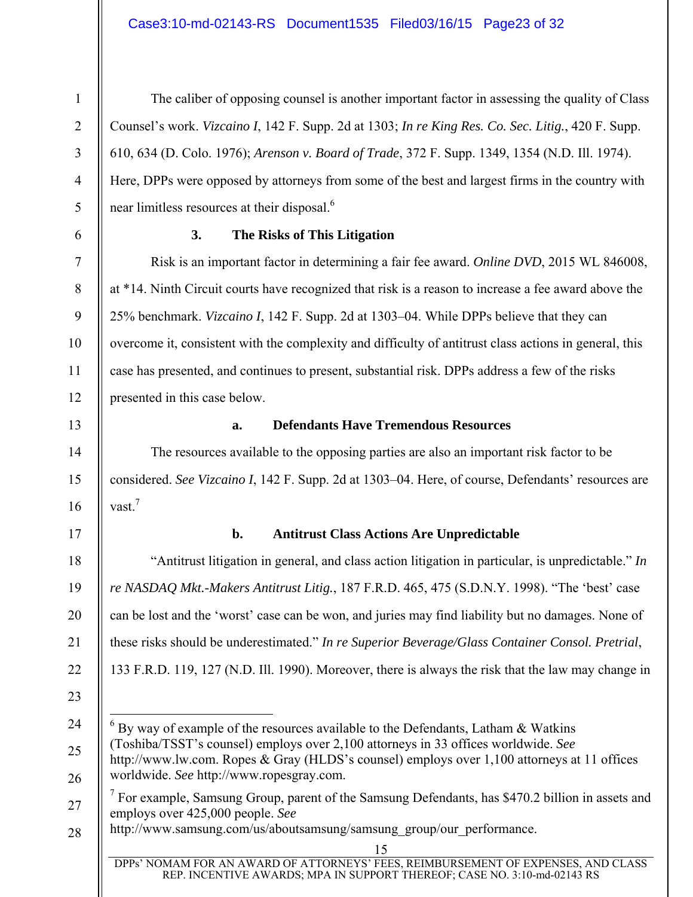The caliber of opposing counsel is another important factor in assessing the quality of Class Counsel's work. *Vizcaino I*, 142 F. Supp. 2d at 1303; *In re King Res. Co. Sec. Litig.*, 420 F. Supp. 610, 634 (D. Colo. 1976); *Arenson v. Board of Trade*, 372 F. Supp. 1349, 1354 (N.D. Ill. 1974). Here, DPPs were opposed by attorneys from some of the best and largest firms in the country with near limitless resources at their disposal.[6]

### 3. The Risks of This Litigation

Risk is an important factor in determining a fair fee award. *Online DVD*, 2015 WL 846008, at *14. Ninth Circuit courts have recognized that risk is a reason to increase a fee award above the 25% benchmark. *Vizcaino I*, 142 F. Supp. 2d at 1303–04. While DPPs believe that they can overcome it, consistent with the complexity and difficulty of antitrust class actions in general, this case has presented, and continues to present, substantial risk. DPPs address a few of the risks presented in this case below.

#### a. Defendants Have Tremendous Resources

The resources available to the opposing parties are also an important risk factor to be considered. *See Vizcaino I*, 142 F. Supp. 2d at 1303–04. Here, of course, Defendants' resources are vast.[7]

#### b. Antitrust Class Actions Are Unpredictable

"Antitrust litigation in general, and class action litigation in particular, is unpredictable." *In re NASDAQ Mkt.-Makers Antitrust Litig.*, 187 F.R.D. 465, 475 (S.D.N.Y. 1998). "The 'best' case can be lost and the 'worst' case can be won, and juries may find liability but no damages. None of these risks should be underestimated." *In re Superior Beverage/Glass Container Consol. Pretrial*, 133 F.R.D. 119, 127 (N.D. Ill. 1990). Moreover, there is always the risk that the law may change in

---

[6] By way of example of the resources available to the Defendants, Latham & Watkins (Toshiba/TSST's counsel) employs over 2,100 attorneys in 33 offices worldwide. *See* http://www.lw.com. Ropes & Gray (HLDS's counsel) employs over 1,100 attorneys at 11 offices worldwide. *See* http://www.ropesgray.com.

[7] For example, Samsung Group, parent of the Samsung Defendants, has $470.2 billion in assets and employs over 425,000 people. *See* http://www.samsung.com/us/aboutsamsung/samsung_group/our_performance.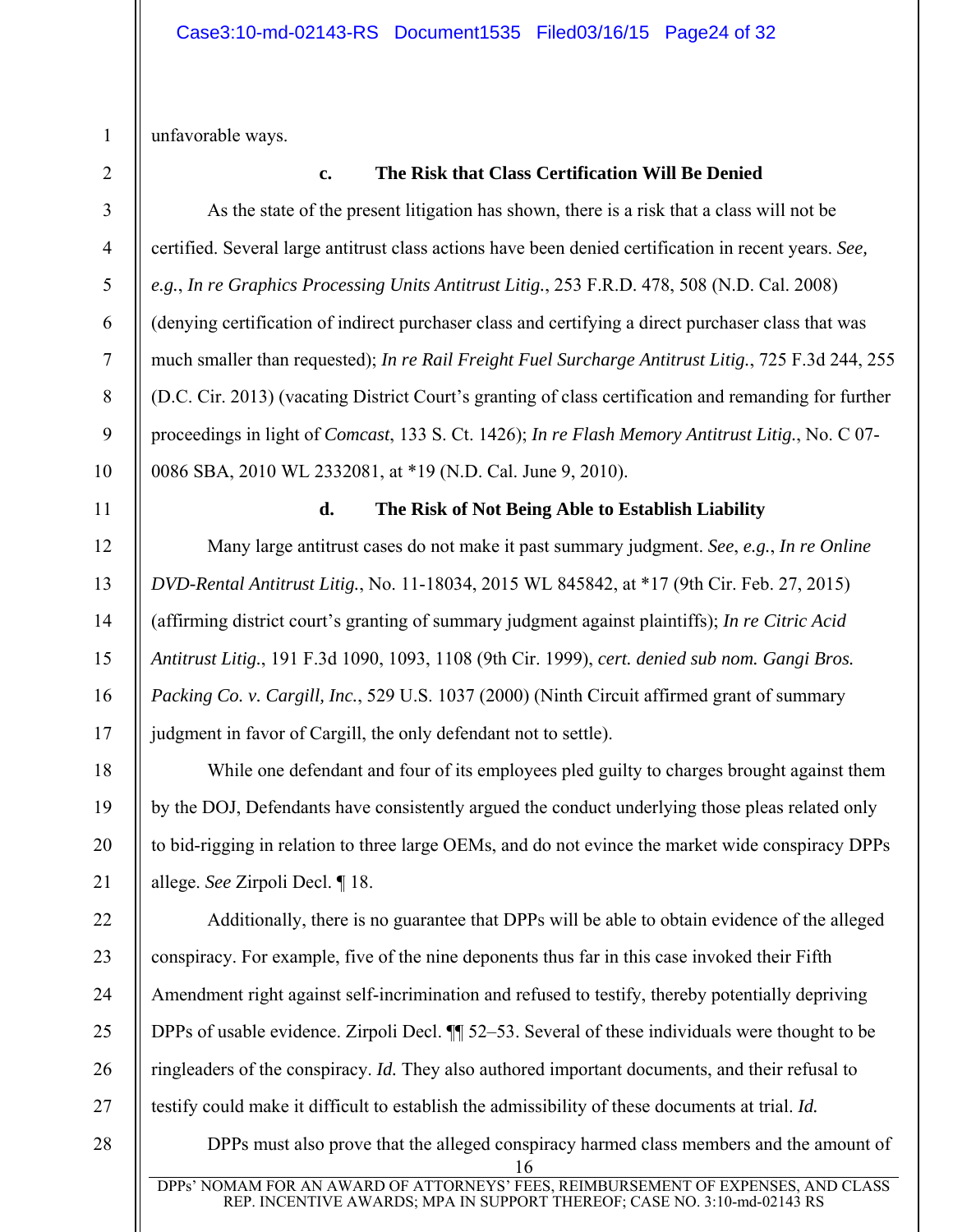unfavorable ways.

#### c. The Risk that Class Certification Will Be Denied

As the state of the present litigation has shown, there is a risk that a class will not be certified. Several large antitrust class actions have been denied certification in recent years. *See, e.g.*, *In re Graphics Processing Units Antitrust Litig.*, 253 F.R.D. 478, 508 (N.D. Cal. 2008) (denying certification of indirect purchaser class and certifying a direct purchaser class that was much smaller than requested); *In re Rail Freight Fuel Surcharge Antitrust Litig.*, 725 F.3d 244, 255 (D.C. Cir. 2013) (vacating District Court's granting of class certification and remanding for further proceedings in light of *Comcast*, 133 S. Ct. 1426); *In re Flash Memory Antitrust Litig.*, No. C 07-0086 SBA, 2010 WL 2332081, at *19 (N.D. Cal. June 9, 2010).

#### d. The Risk of Not Being Able to Establish Liability

Many large antitrust cases do not make it past summary judgment. *See*, *e.g.*, *In re Online DVD-Rental Antitrust Litig.*, No. 11-18034, 2015 WL 845842, at *17 (9th Cir. Feb. 27, 2015) (affirming district court's granting of summary judgment against plaintiffs); *In re Citric Acid Antitrust Litig.*, 191 F.3d 1090, 1093, 1108 (9th Cir. 1999), *cert. denied sub nom. Gangi Bros. Packing Co. v. Cargill, Inc.*, 529 U.S. 1037 (2000) (Ninth Circuit affirmed grant of summary judgment in favor of Cargill, the only defendant not to settle).

While one defendant and four of its employees pled guilty to charges brought against them by the DOJ, Defendants have consistently argued the conduct underlying those pleas related only to bid-rigging in relation to three large OEMs, and do not evince the market wide conspiracy DPPs allege. *See* Zirpoli Decl. ¶ 18.

Additionally, there is no guarantee that DPPs will be able to obtain evidence of the alleged conspiracy. For example, five of the nine deponents thus far in this case invoked their Fifth Amendment right against self-incrimination and refused to testify, thereby potentially depriving DPPs of usable evidence. Zirpoli Decl. ¶¶ 52–53. Several of these individuals were thought to be ringleaders of the conspiracy. *Id.* They also authored important documents, and their refusal to testify could make it difficult to establish the admissibility of these documents at trial. *Id.*

DPPs must also prove that the alleged conspiracy harmed class members and the amount of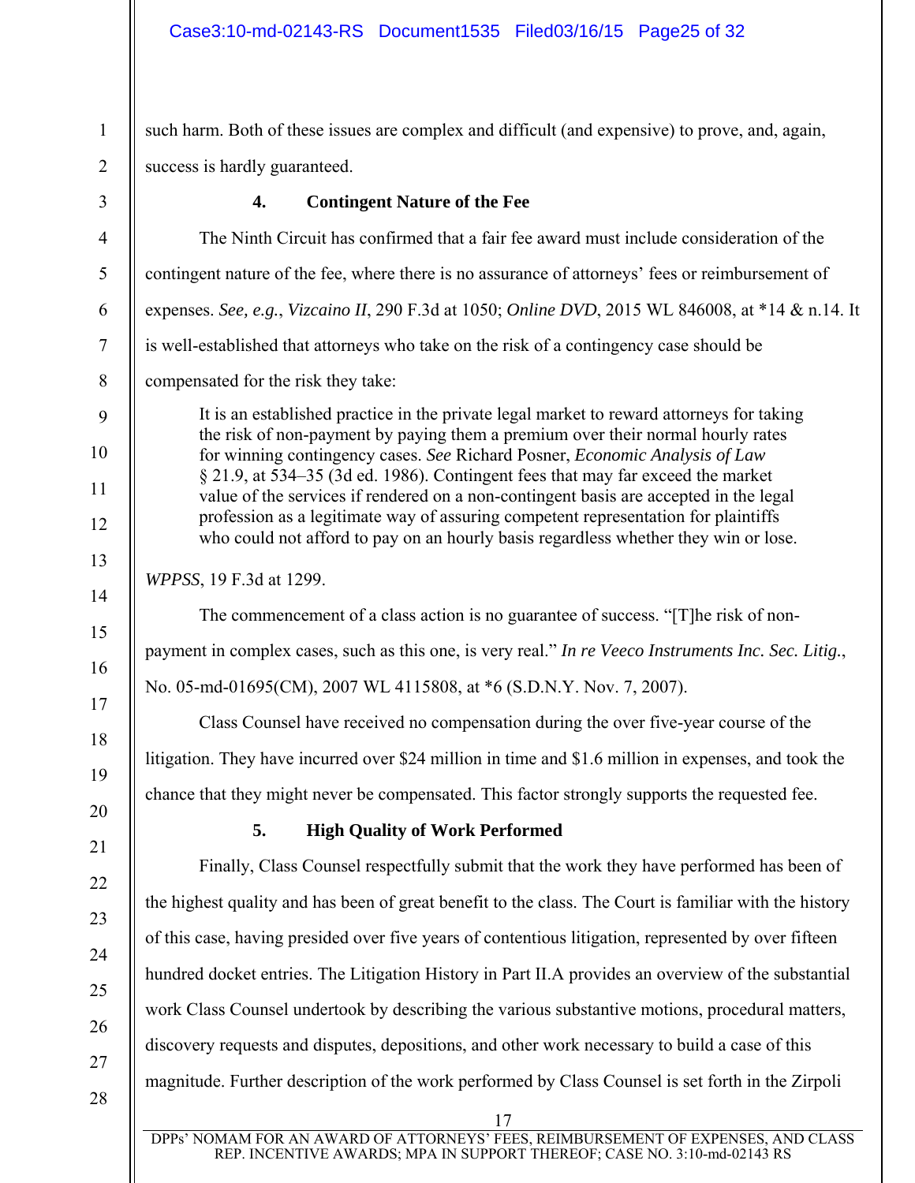such harm. Both of these issues are complex and difficult (and expensive) to prove, and, again, success is hardly guaranteed.

### 4. Contingent Nature of the Fee

The Ninth Circuit has confirmed that a fair fee award must include consideration of the contingent nature of the fee, where there is no assurance of attorneys' fees or reimbursement of expenses. *See, e.g.*, *Vizcaino II*, 290 F.3d at 1050; *Online DVD*, 2015 WL 846008, at *14 & n.14. It is well-established that attorneys who take on the risk of a contingency case should be compensated for the risk they take:

> It is an established practice in the private legal market to reward attorneys for taking the risk of non-payment by paying them a premium over their normal hourly rates for winning contingency cases. *See* Richard Posner, *Economic Analysis of Law* § 21.9, at 534–35 (3d ed. 1986). Contingent fees that may far exceed the market value of the services if rendered on a non-contingent basis are accepted in the legal profession as a legitimate way of assuring competent representation for plaintiffs who could not afford to pay on an hourly basis regardless whether they win or lose.

*WPPSS*, 19 F.3d at 1299.

The commencement of a class action is no guarantee of success. "[T]he risk of non-payment in complex cases, such as this one, is very real." *In re Veeco Instruments Inc. Sec. Litig.*, No. 05-md-01695(CM), 2007 WL 4115808, at *6 (S.D.N.Y. Nov. 7, 2007).

Class Counsel have received no compensation during the over five-year course of the litigation. They have incurred over $24 million in time and $1.6 million in expenses, and took the chance that they might never be compensated. This factor strongly supports the requested fee.

### 5. High Quality of Work Performed

Finally, Class Counsel respectfully submit that the work they have performed has been of the highest quality and has been of great benefit to the class. The Court is familiar with the history of this case, having presided over five years of contentious litigation, represented by over fifteen hundred docket entries. The Litigation History in Part II.A provides an overview of the substantial work Class Counsel undertook by describing the various substantive motions, procedural matters, discovery requests and disputes, depositions, and other work necessary to build a case of this magnitude. Further description of the work performed by Class Counsel is set forth in the Zirpoli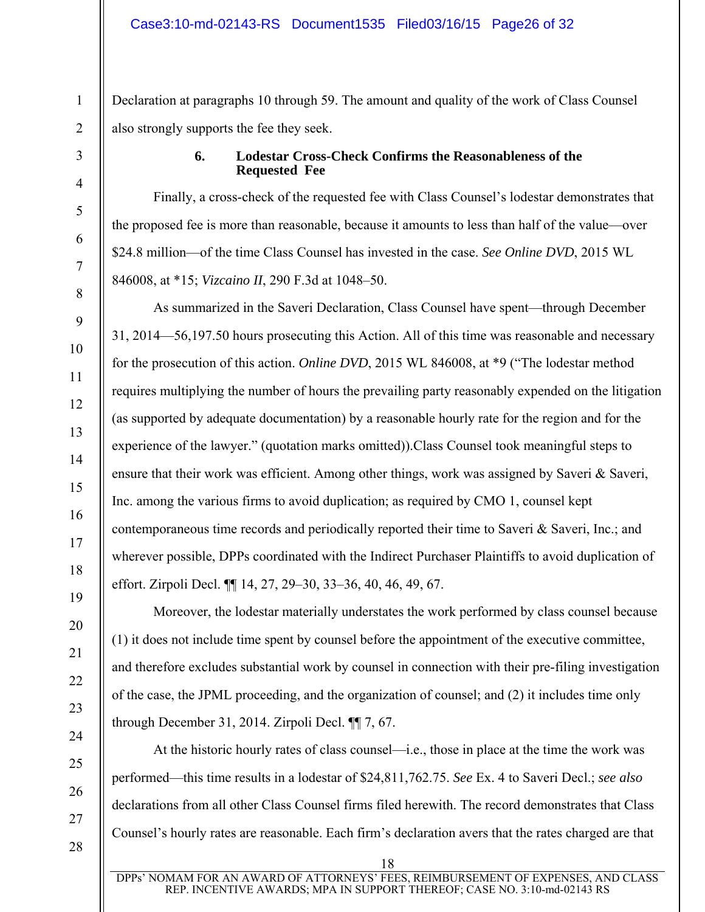Declaration at paragraphs 10 through 59. The amount and quality of the work of Class Counsel also strongly supports the fee they seek.

### 6. Lodestar Cross-Check Confirms the Reasonableness of the Requested Fee

Finally, a cross-check of the requested fee with Class Counsel's lodestar demonstrates that the proposed fee is more than reasonable, because it amounts to less than half of the value—over $24.8 million—of the time Class Counsel has invested in the case. *See Online DVD*, 2015 WL 846008, at *15; *Vizcaino II*, 290 F.3d at 1048–50.

As summarized in the Saveri Declaration, Class Counsel have spent—through December 31, 2014—56,197.50 hours prosecuting this Action. All of this time was reasonable and necessary for the prosecution of this action. *Online DVD*, 2015 WL 846008, at *9 ("The lodestar method requires multiplying the number of hours the prevailing party reasonably expended on the litigation (as supported by adequate documentation) by a reasonable hourly rate for the region and for the experience of the lawyer." (quotation marks omitted)).Class Counsel took meaningful steps to ensure that their work was efficient. Among other things, work was assigned by Saveri & Saveri, Inc. among the various firms to avoid duplication; as required by CMO 1, counsel kept contemporaneous time records and periodically reported their time to Saveri & Saveri, Inc.; and wherever possible, DPPs coordinated with the Indirect Purchaser Plaintiffs to avoid duplication of effort. Zirpoli Decl. ¶¶ 14, 27, 29–30, 33–36, 40, 46, 49, 67.

Moreover, the lodestar materially understates the work performed by class counsel because (1) it does not include time spent by counsel before the appointment of the executive committee, and therefore excludes substantial work by counsel in connection with their pre-filing investigation of the case, the JPML proceeding, and the organization of counsel; and (2) it includes time only through December 31, 2014. Zirpoli Decl. ¶¶ 7, 67.

At the historic hourly rates of class counsel—i.e., those in place at the time the work was performed—this time results in a lodestar of $24,811,762.75. *See* Ex. 4 to Saveri Decl.; *see also* declarations from all other Class Counsel firms filed herewith. The record demonstrates that Class Counsel's hourly rates are reasonable. Each firm's declaration avers that the rates charged are that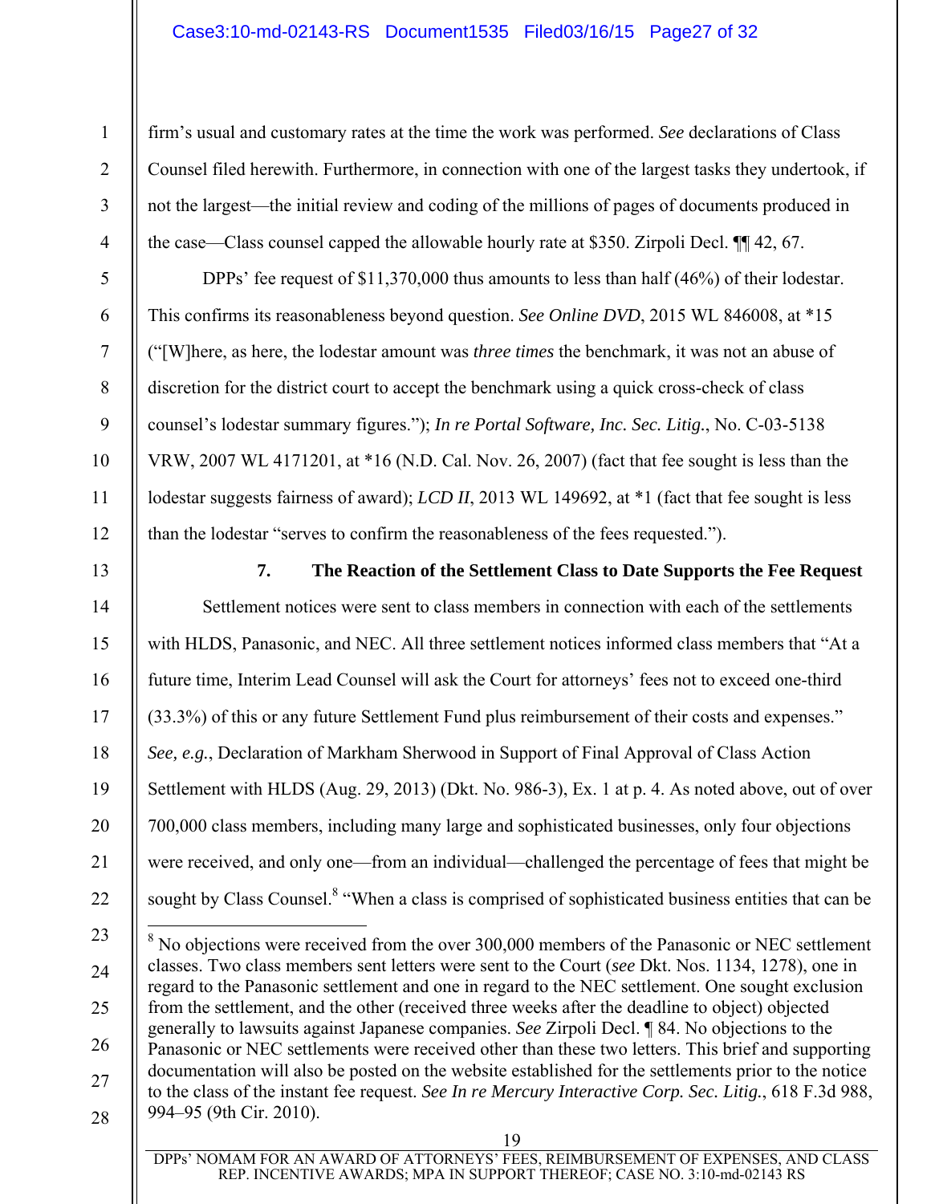firm's usual and customary rates at the time the work was performed. *See* declarations of Class Counsel filed herewith. Furthermore, in connection with one of the largest tasks they undertook, if not the largest—the initial review and coding of the millions of pages of documents produced in the case—Class counsel capped the allowable hourly rate at $350. Zirpoli Decl. ¶¶ 42, 67.

DPPs' fee request of $11,370,000 thus amounts to less than half (46%) of their lodestar. This confirms its reasonableness beyond question. *See Online DVD*, 2015 WL 846008, at *15 ("[W]here, as here, the lodestar amount was *three times* the benchmark, it was not an abuse of discretion for the district court to accept the benchmark using a quick cross-check of class counsel's lodestar summary figures."); *In re Portal Software, Inc. Sec. Litig.*, No. C-03-5138 VRW, 2007 WL 4171201, at *16 (N.D. Cal. Nov. 26, 2007) (fact that fee sought is less than the lodestar suggests fairness of award); *LCD II*, 2013 WL 149692, at *1 (fact that fee sought is less than the lodestar "serves to confirm the reasonableness of the fees requested.").

**7. The Reaction of the Settlement Class to Date Supports the Fee Request**

Settlement notices were sent to class members in connection with each of the settlements with HLDS, Panasonic, and NEC. All three settlement notices informed class members that "At a future time, Interim Lead Counsel will ask the Court for attorneys' fees not to exceed one-third (33.3%) of this or any future Settlement Fund plus reimbursement of their costs and expenses." *See, e.g.*, Declaration of Markham Sherwood in Support of Final Approval of Class Action Settlement with HLDS (Aug. 29, 2013) (Dkt. No. 986-3), Ex. 1 at p. 4. As noted above, out of over 700,000 class members, including many large and sophisticated businesses, only four objections were received, and only one—from an individual—challenged the percentage of fees that might be sought by Class Counsel.[8] "When a class is comprised of sophisticated business entities that can be

---

[8] No objections were received from the over 300,000 members of the Panasonic or NEC settlement classes. Two class members sent letters were sent to the Court (*see* Dkt. Nos. 1134, 1278), one in regard to the Panasonic settlement and one in regard to the NEC settlement. One sought exclusion from the settlement, and the other (received three weeks after the deadline to object) objected generally to lawsuits against Japanese companies. *See* Zirpoli Decl. ¶ 84. No objections to the Panasonic or NEC settlements were received other than these two letters. This brief and supporting documentation will also be posted on the website established for the settlements prior to the notice to the class of the instant fee request. *See In re Mercury Interactive Corp. Sec. Litig.*, 618 F.3d 988, 994–95 (9th Cir. 2010).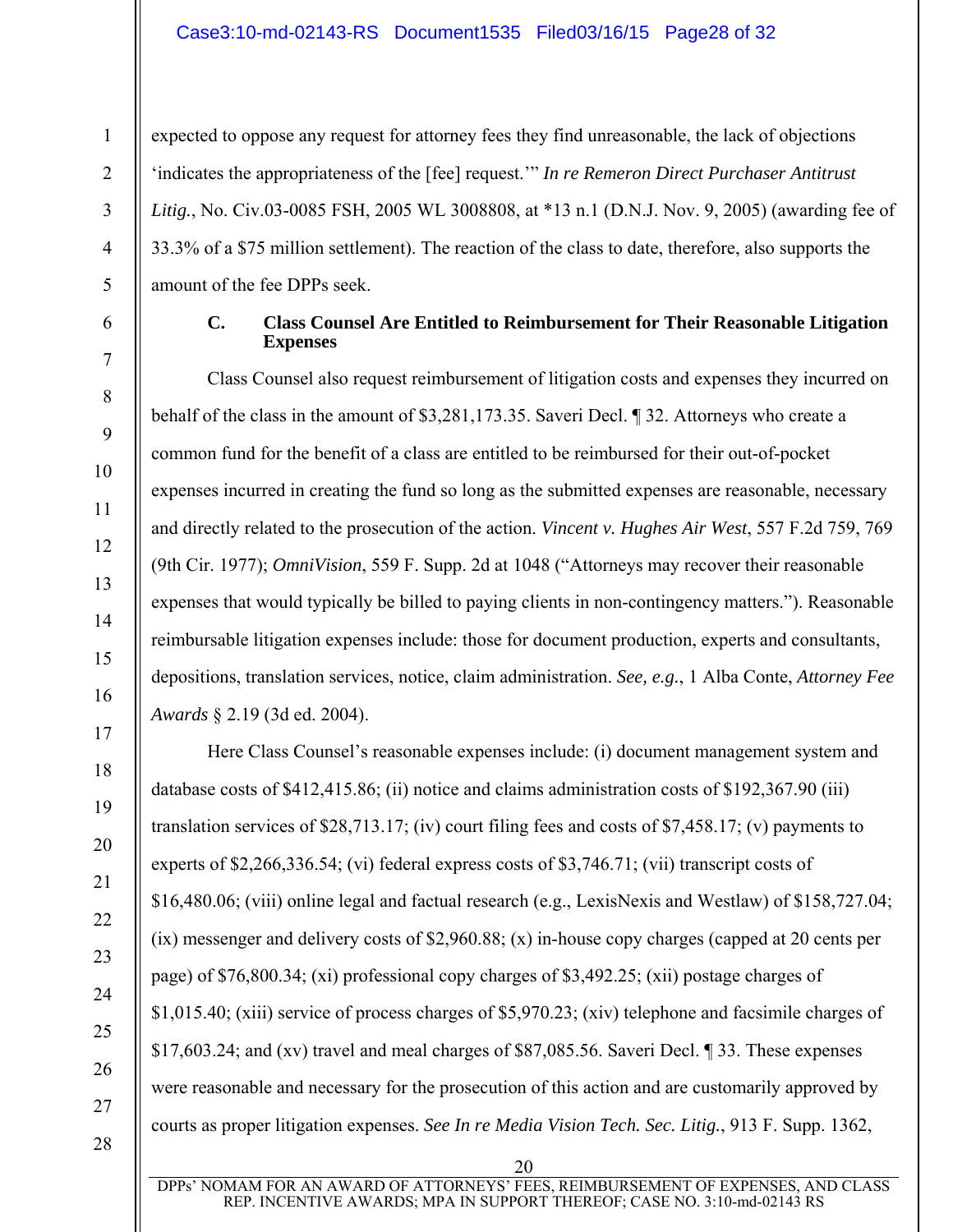expected to oppose any request for attorney fees they find unreasonable, the lack of objections 'indicates the appropriateness of the [fee] request.'" *In re Remeron Direct Purchaser Antitrust Litig.*, No. Civ.03-0085 FSH, 2005 WL 3008808, at *13 n.1 (D.N.J. Nov. 9, 2005) (awarding fee of 33.3% of a $75 million settlement). The reaction of the class to date, therefore, also supports the amount of the fee DPPs seek.

### C. Class Counsel Are Entitled to Reimbursement for Their Reasonable Litigation Expenses

Class Counsel also request reimbursement of litigation costs and expenses they incurred on behalf of the class in the amount of $3,281,173.35. Saveri Decl. ¶ 32. Attorneys who create a common fund for the benefit of a class are entitled to be reimbursed for their out-of-pocket expenses incurred in creating the fund so long as the submitted expenses are reasonable, necessary and directly related to the prosecution of the action. *Vincent v. Hughes Air West*, 557 F.2d 759, 769 (9th Cir. 1977); *OmniVision*, 559 F. Supp. 2d at 1048 ("Attorneys may recover their reasonable expenses that would typically be billed to paying clients in non-contingency matters."). Reasonable reimbursable litigation expenses include: those for document production, experts and consultants, depositions, translation services, notice, claim administration. *See, e.g.*, 1 Alba Conte, *Attorney Fee Awards* § 2.19 (3d ed. 2004).

Here Class Counsel's reasonable expenses include: (i) document management system and database costs of $412,415.86; (ii) notice and claims administration costs of $192,367.90 (iii) translation services of $28,713.17; (iv) court filing fees and costs of $7,458.17; (v) payments to experts of $2,266,336.54; (vi) federal express costs of $3,746.71; (vii) transcript costs of $16,480.06; (viii) online legal and factual research (e.g., LexisNexis and Westlaw) of $158,727.04; (ix) messenger and delivery costs of $2,960.88; (x) in-house copy charges (capped at 20 cents per page) of $76,800.34; (xi) professional copy charges of $3,492.25; (xii) postage charges of $1,015.40; (xiii) service of process charges of $5,970.23; (xiv) telephone and facsimile charges of $17,603.24; and (xv) travel and meal charges of $87,085.56. Saveri Decl. ¶ 33. These expenses were reasonable and necessary for the prosecution of this action and are customarily approved by courts as proper litigation expenses. *See In re Media Vision Tech. Sec. Litig.*, 913 F. Supp. 1362,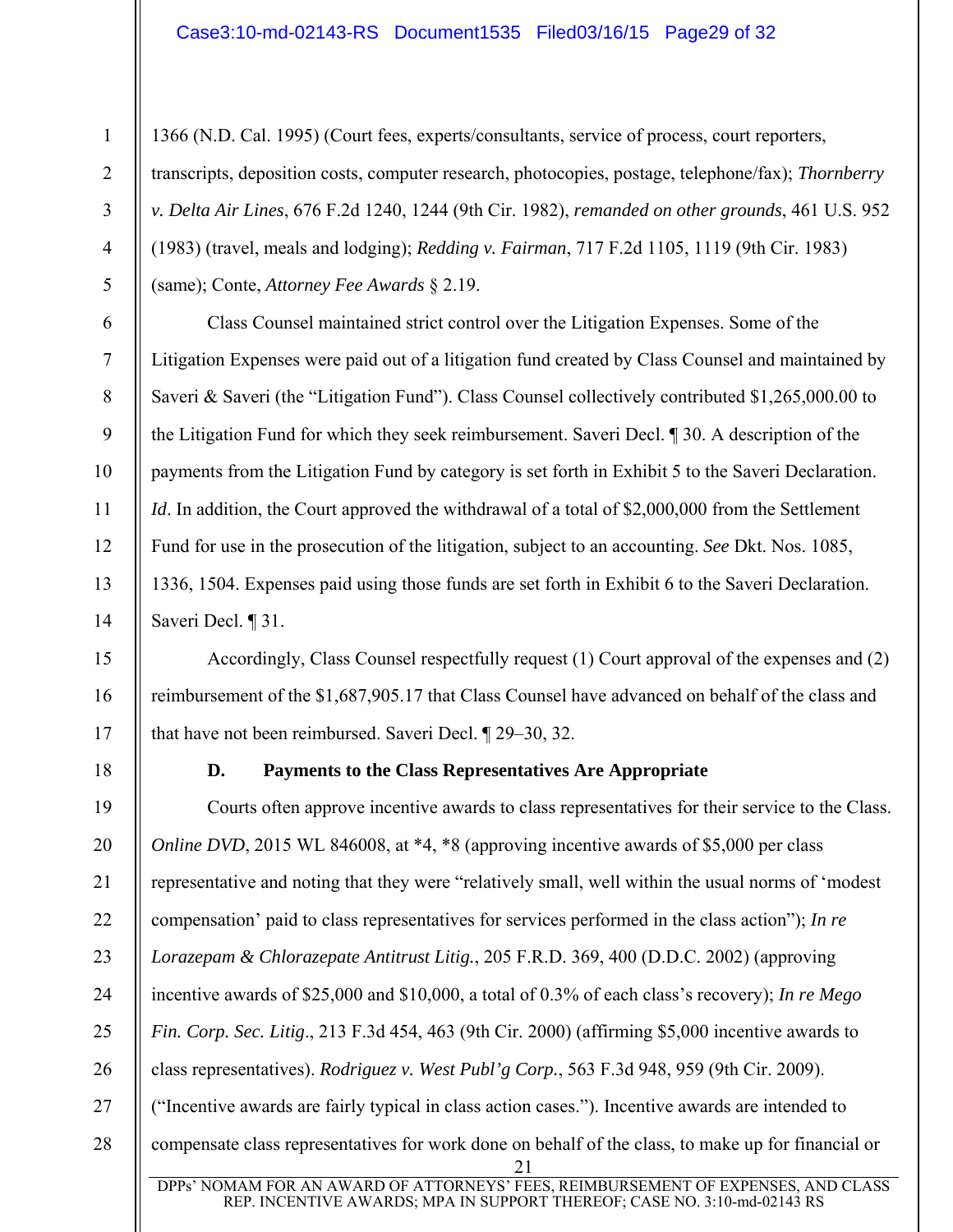1366 (N.D. Cal. 1995) (Court fees, experts/consultants, service of process, court reporters, transcripts, deposition costs, computer research, photocopies, postage, telephone/fax); *Thornberry v. Delta Air Lines*, 676 F.2d 1240, 1244 (9th Cir. 1982), *remanded on other grounds*, 461 U.S. 952 (1983) (travel, meals and lodging); *Redding v. Fairman*, 717 F.2d 1105, 1119 (9th Cir. 1983) (same); Conte, *Attorney Fee Awards* § 2.19.

Class Counsel maintained strict control over the Litigation Expenses. Some of the Litigation Expenses were paid out of a litigation fund created by Class Counsel and maintained by Saveri & Saveri (the "Litigation Fund"). Class Counsel collectively contributed $1,265,000.00 to the Litigation Fund for which they seek reimbursement. Saveri Decl. ¶ 30. A description of the payments from the Litigation Fund by category is set forth in Exhibit 5 to the Saveri Declaration. *Id*. In addition, the Court approved the withdrawal of a total of $2,000,000 from the Settlement Fund for use in the prosecution of the litigation, subject to an accounting. *See* Dkt. Nos. 1085, 1336, 1504. Expenses paid using those funds are set forth in Exhibit 6 to the Saveri Declaration. Saveri Decl. ¶ 31.

Accordingly, Class Counsel respectfully request (1) Court approval of the expenses and (2) reimbursement of the $1,687,905.17 that Class Counsel have advanced on behalf of the class and that have not been reimbursed. Saveri Decl. ¶ 29–30, 32.

### D. Payments to the Class Representatives Are Appropriate

Courts often approve incentive awards to class representatives for their service to the Class. *Online DVD*, 2015 WL 846008, at *4, *8 (approving incentive awards of $5,000 per class representative and noting that they were "relatively small, well within the usual norms of 'modest compensation' paid to class representatives for services performed in the class action"); *In re Lorazepam & Chlorazepate Antitrust Litig.*, 205 F.R.D. 369, 400 (D.D.C. 2002) (approving incentive awards of $25,000 and $10,000, a total of 0.3% of each class's recovery); *In re Mego Fin. Corp. Sec. Litig*., 213 F.3d 454, 463 (9th Cir. 2000) (affirming $5,000 incentive awards to class representatives). *Rodriguez v. West Publ'g Corp.*, 563 F.3d 948, 959 (9th Cir. 2009). ("Incentive awards are fairly typical in class action cases."). Incentive awards are intended to compensate class representatives for work done on behalf of the class, to make up for financial or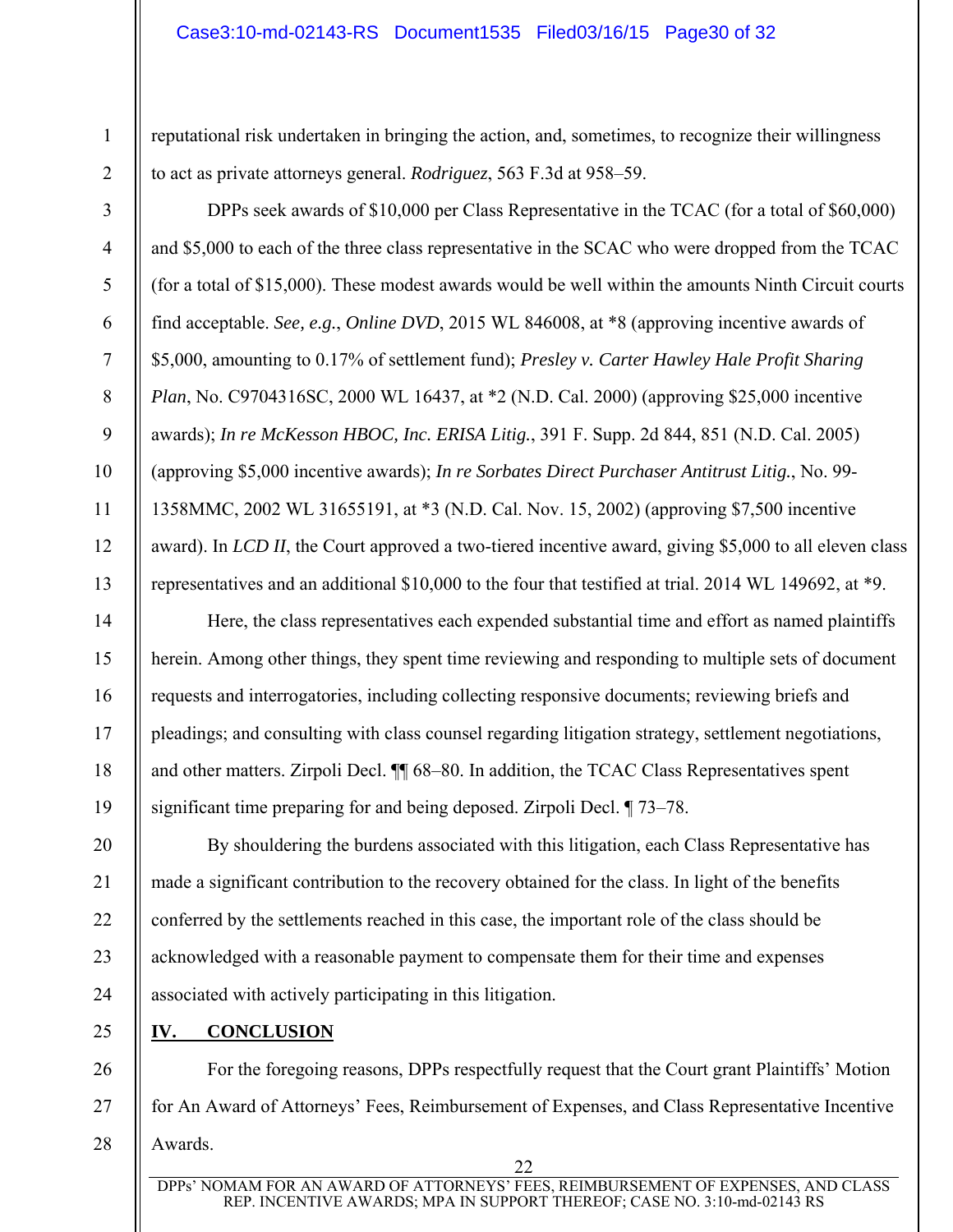reputational risk undertaken in bringing the action, and, sometimes, to recognize their willingness to act as private attorneys general. *Rodriguez*, 563 F.3d at 958–59.

DPPs seek awards of $10,000 per Class Representative in the TCAC (for a total of $60,000) and $5,000 to each of the three class representative in the SCAC who were dropped from the TCAC (for a total of $15,000). These modest awards would be well within the amounts Ninth Circuit courts find acceptable. *See, e.g.*, *Online DVD*, 2015 WL 846008, at *8 (approving incentive awards of $5,000, amounting to 0.17% of settlement fund); *Presley v. Carter Hawley Hale Profit Sharing Plan*, No. C9704316SC, 2000 WL 16437, at *2 (N.D. Cal. 2000) (approving $25,000 incentive awards); *In re McKesson HBOC, Inc. ERISA Litig.*, 391 F. Supp. 2d 844, 851 (N.D. Cal. 2005) (approving $5,000 incentive awards); *In re Sorbates Direct Purchaser Antitrust Litig.*, No. 99-1358MMC, 2002 WL 31655191, at *3 (N.D. Cal. Nov. 15, 2002) (approving $7,500 incentive award). In *LCD II*, the Court approved a two-tiered incentive award, giving $5,000 to all eleven class representatives and an additional $10,000 to the four that testified at trial. 2014 WL 149692, at *9.

Here, the class representatives each expended substantial time and effort as named plaintiffs herein. Among other things, they spent time reviewing and responding to multiple sets of document requests and interrogatories, including collecting responsive documents; reviewing briefs and pleadings; and consulting with class counsel regarding litigation strategy, settlement negotiations, and other matters. Zirpoli Decl. ¶¶ 68–80. In addition, the TCAC Class Representatives spent significant time preparing for and being deposed. Zirpoli Decl. ¶ 73–78.

By shouldering the burdens associated with this litigation, each Class Representative has made a significant contribution to the recovery obtained for the class. In light of the benefits conferred by the settlements reached in this case, the important role of the class should be acknowledged with a reasonable payment to compensate them for their time and expenses associated with actively participating in this litigation.

## IV. CONCLUSION

For the foregoing reasons, DPPs respectfully request that the Court grant Plaintiffs' Motion for An Award of Attorneys' Fees, Reimbursement of Expenses, and Class Representative Incentive Awards.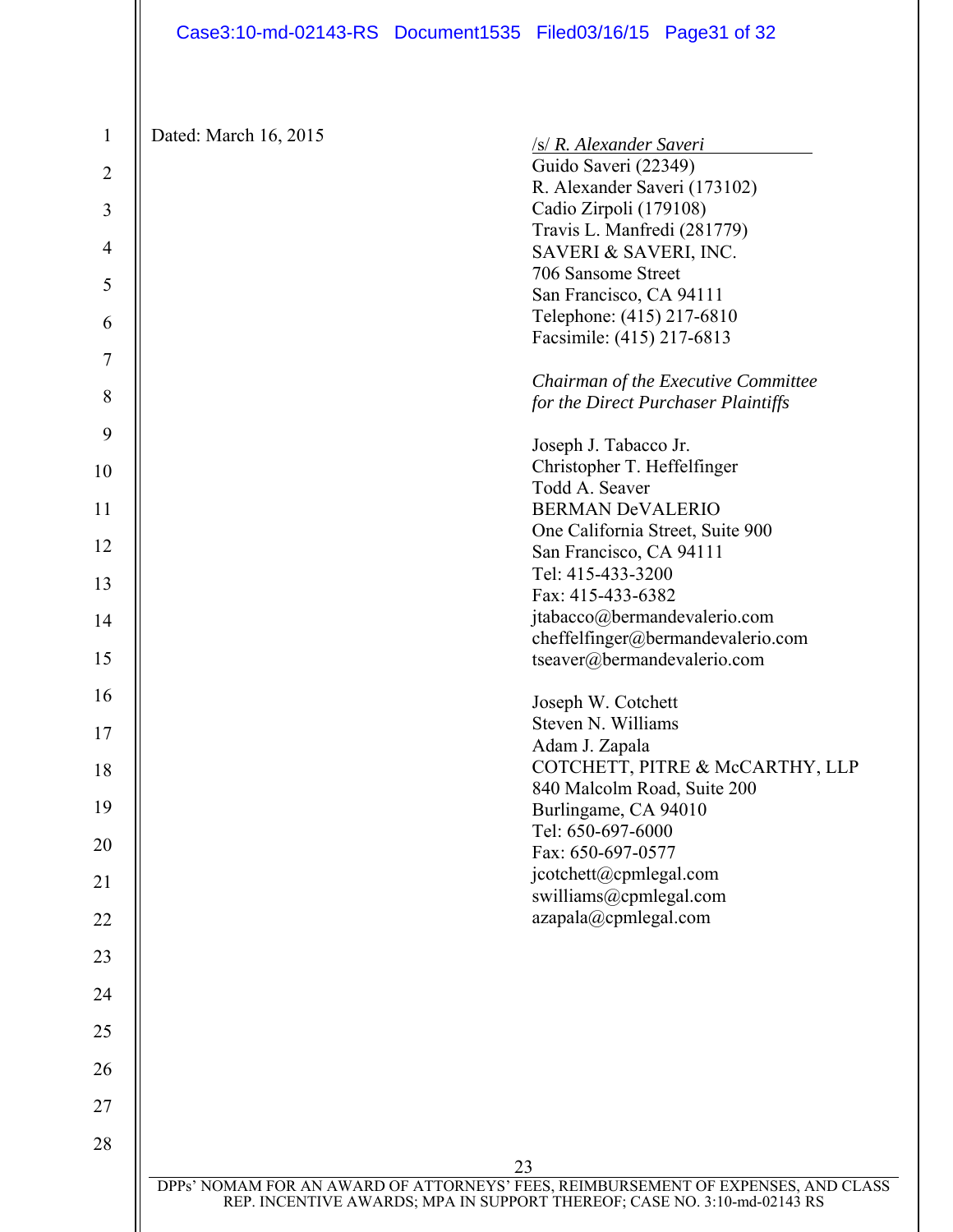Dated: March 16, 2015

/s/ *R. Alexander Saveri*
Guido Saveri (22349)
R. Alexander Saveri (173102)
Cadio Zirpoli (179108)
Travis L. Manfredi (281779)
SAVERI & SAVERI, INC.
706 Sansome Street
San Francisco, CA 94111
Telephone: (415) 217-6810
Facsimile: (415) 217-6813

*Chairman of the Executive Committee for the Direct Purchaser Plaintiffs*

Joseph J. Tabacco Jr.
Christopher T. Heffelfinger
Todd A. Seaver
BERMAN DeVALERIO
One California Street, Suite 900
San Francisco, CA 94111
Tel: 415-433-3200
Fax: 415-433-6382
jtabacco@bermandevalerio.com
cheffelfinger@bermandevalerio.com
tseaver@bermandevalerio.com

Joseph W. Cotchett
Steven N. Williams
Adam J. Zapala
COTCHETT, PITRE & McCARTHY, LLP
840 Malcolm Road, Suite 200
Burlingame, CA 94010
Tel: 650-697-6000
Fax: 650-697-0577
jcotchett@cpmlegal.com
swilliams@cpmlegal.com
azapala@cpmlegal.com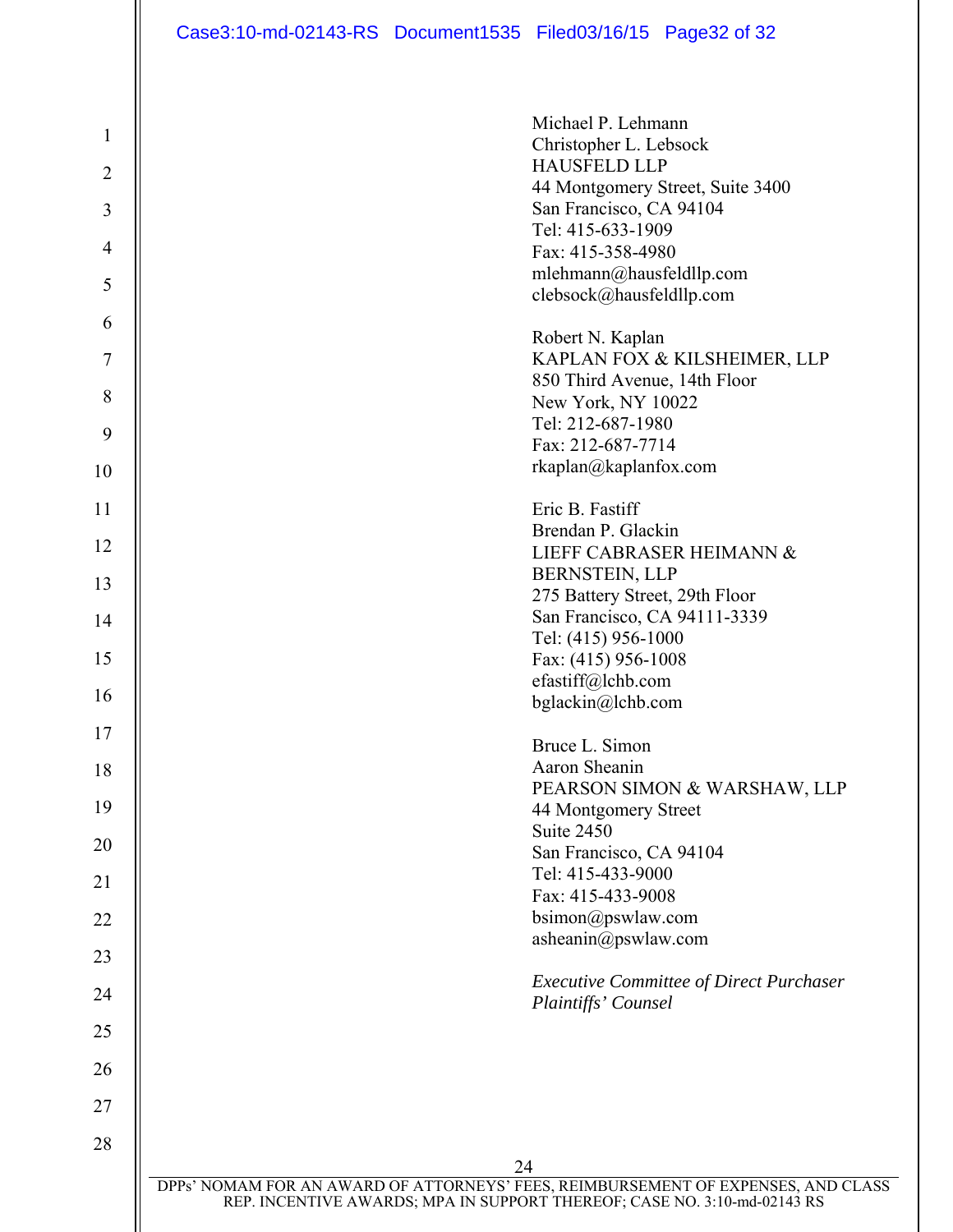Michael P. Lehmann
Christopher L. Lebsock
HAUSFELD LLP
44 Montgomery Street, Suite 3400
San Francisco, CA 94104
Tel: 415-633-1909
Fax: 415-358-4980
mlehmann@hausfeldllp.com
clebsock@hausfeldllp.com

Robert N. Kaplan
KAPLAN FOX & KILSHEIMER, LLP
850 Third Avenue, 14th Floor
New York, NY 10022
Tel: 212-687-1980
Fax: 212-687-7714
rkaplan@kaplanfox.com

Eric B. Fastiff
Brendan P. Glackin
LIEFF CABRASER HEIMANN &
BERNSTEIN, LLP
275 Battery Street, 29th Floor
San Francisco, CA 94111-3339
Tel: (415) 956-1000
Fax: (415) 956-1008
efastiff@lchb.com
bglackin@lchb.com

Bruce L. Simon
Aaron Sheanin
PEARSON SIMON & WARSHAW, LLP
44 Montgomery Street
Suite 2450
San Francisco, CA 94104
Tel: 415-433-9000
Fax: 415-433-9008
bsimon@pswlaw.com
asheanin@pswlaw.com

*Executive Committee of Direct Purchaser Plaintiffs' Counsel*